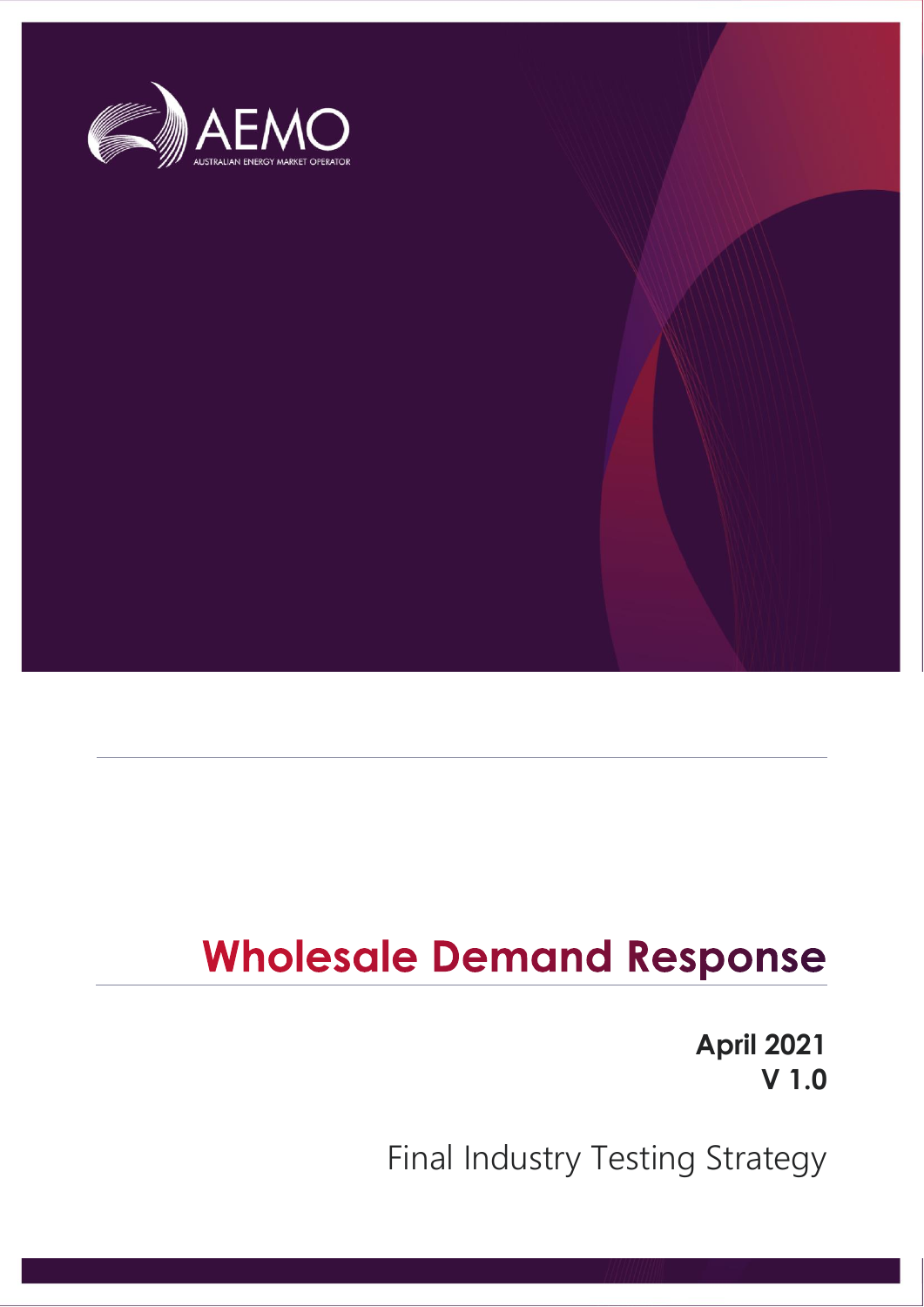AEMO

AUSTRALIAN ENERGY MARKET OPERATOR

# Wholesale Demand Response

**April 2021**
**V 1.0**

Final Industry Testing Strategy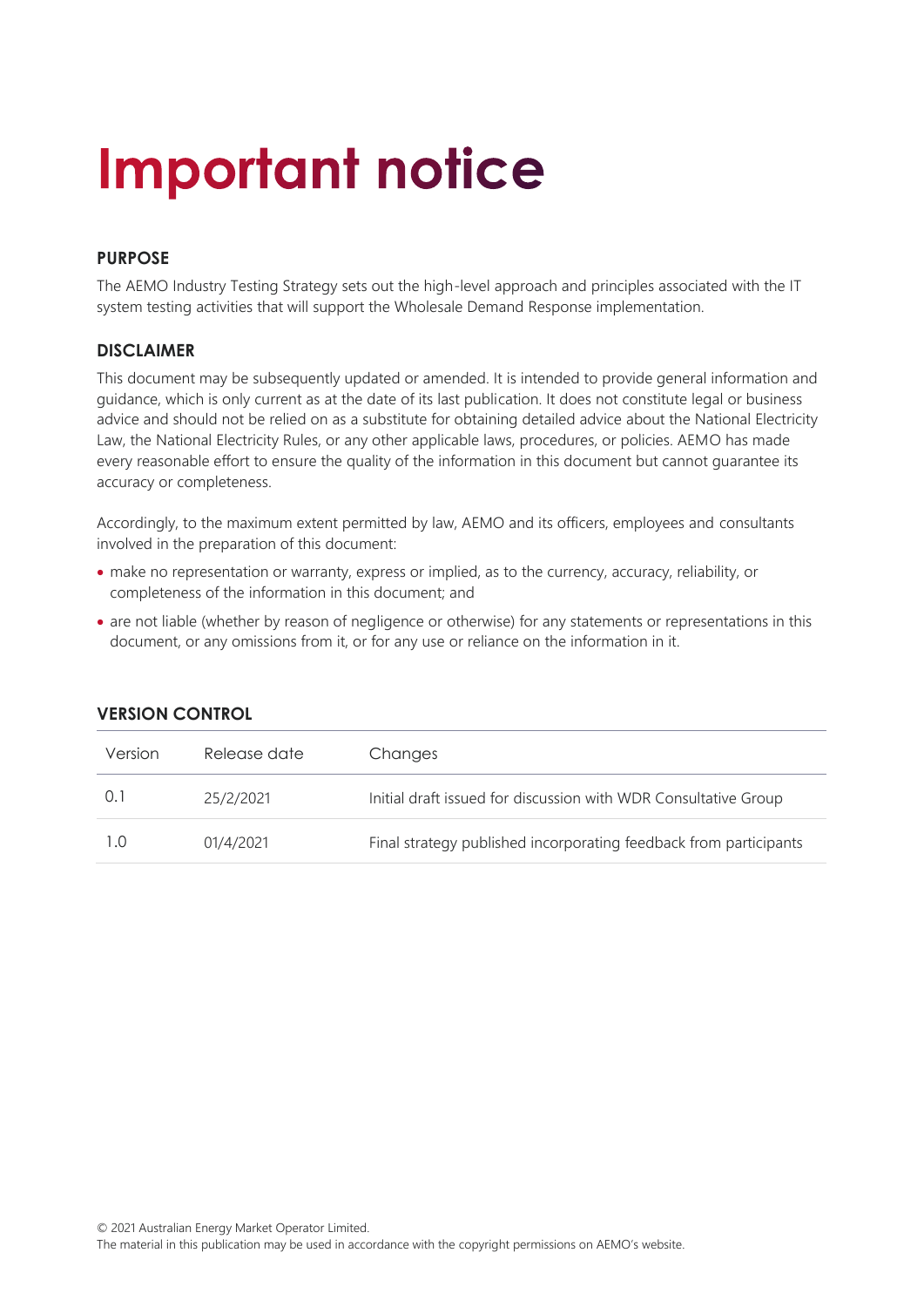# Important notice

## PURPOSE

The AEMO Industry Testing Strategy sets out the high-level approach and principles associated with the IT system testing activities that will support the Wholesale Demand Response implementation.

## DISCLAIMER

This document may be subsequently updated or amended. It is intended to provide general information and guidance, which is only current as at the date of its last publication. It does not constitute legal or business advice and should not be relied on as a substitute for obtaining detailed advice about the National Electricity Law, the National Electricity Rules, or any other applicable laws, procedures, or policies. AEMO has made every reasonable effort to ensure the quality of the information in this document but cannot guarantee its accuracy or completeness.

Accordingly, to the maximum extent permitted by law, AEMO and its officers, employees and consultants involved in the preparation of this document:

- make no representation or warranty, express or implied, as to the currency, accuracy, reliability, or completeness of the information in this document; and
- are not liable (whether by reason of negligence or otherwise) for any statements or representations in this document, or any omissions from it, or for any use or reliance on the information in it.

## VERSION CONTROL

| Version | Release date | Changes |
|---|---|---|
| 0.1 | 25/2/2021 | Initial draft issued for discussion with WDR Consultative Group |
| 1.0 | 01/4/2021 | Final strategy published incorporating feedback from participants |

© 2021 Australian Energy Market Operator Limited.
The material in this publication may be used in accordance with the copyright permissions on AEMO's website.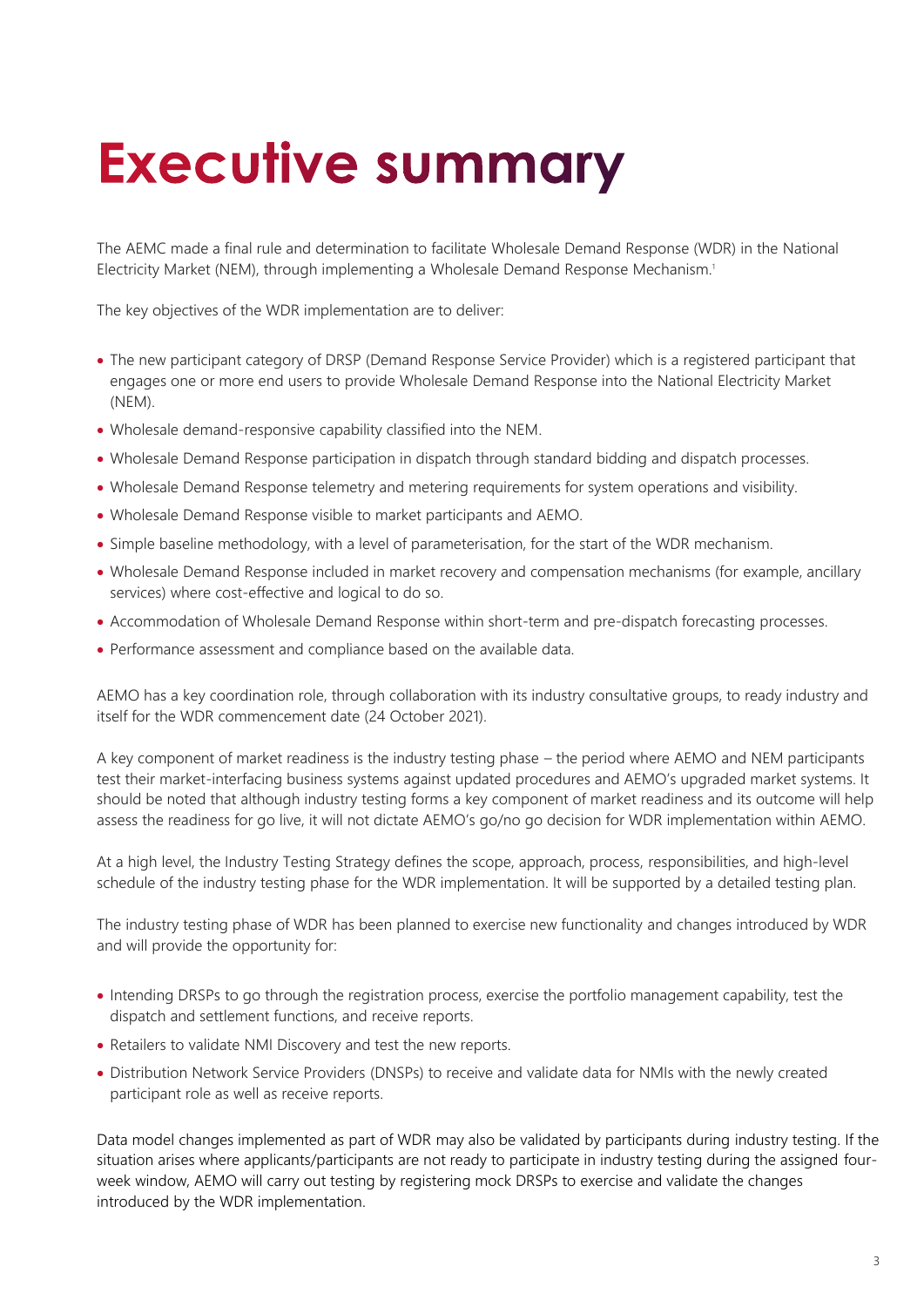# Executive summary

The AEMC made a final rule and determination to facilitate Wholesale Demand Response (WDR) in the National Electricity Market (NEM), through implementing a Wholesale Demand Response Mechanism.[1]

The key objectives of the WDR implementation are to deliver:

- The new participant category of DRSP (Demand Response Service Provider) which is a registered participant that engages one or more end users to provide Wholesale Demand Response into the National Electricity Market (NEM).
- Wholesale demand-responsive capability classified into the NEM.
- Wholesale Demand Response participation in dispatch through standard bidding and dispatch processes.
- Wholesale Demand Response telemetry and metering requirements for system operations and visibility.
- Wholesale Demand Response visible to market participants and AEMO.
- Simple baseline methodology, with a level of parameterisation, for the start of the WDR mechanism.
- Wholesale Demand Response included in market recovery and compensation mechanisms (for example, ancillary services) where cost-effective and logical to do so.
- Accommodation of Wholesale Demand Response within short-term and pre-dispatch forecasting processes.
- Performance assessment and compliance based on the available data.

AEMO has a key coordination role, through collaboration with its industry consultative groups, to ready industry and itself for the WDR commencement date (24 October 2021).

A key component of market readiness is the industry testing phase – the period where AEMO and NEM participants test their market-interfacing business systems against updated procedures and AEMO's upgraded market systems. It should be noted that although industry testing forms a key component of market readiness and its outcome will help assess the readiness for go live, it will not dictate AEMO's go/no go decision for WDR implementation within AEMO.

At a high level, the Industry Testing Strategy defines the scope, approach, process, responsibilities, and high-level schedule of the industry testing phase for the WDR implementation. It will be supported by a detailed testing plan.

The industry testing phase of WDR has been planned to exercise new functionality and changes introduced by WDR and will provide the opportunity for:

- Intending DRSPs to go through the registration process, exercise the portfolio management capability, test the dispatch and settlement functions, and receive reports.
- Retailers to validate NMI Discovery and test the new reports.
- Distribution Network Service Providers (DNSPs) to receive and validate data for NMIs with the newly created participant role as well as receive reports.

Data model changes implemented as part of WDR may also be validated by participants during industry testing. If the situation arises where applicants/participants are not ready to participate in industry testing during the assigned four-week window, AEMO will carry out testing by registering mock DRSPs to exercise and validate the changes introduced by the WDR implementation.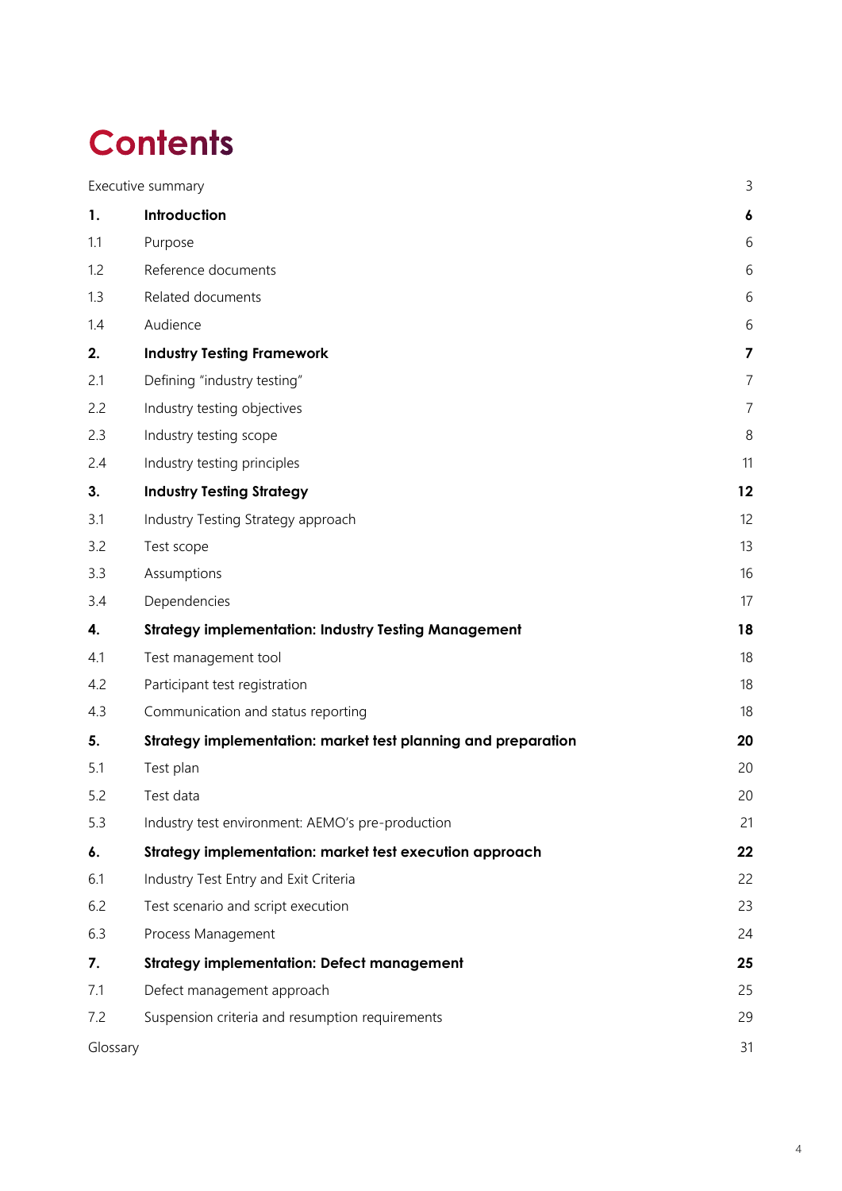# Contents

| | | |
|---|---|---|
| Executive summary | | 3 |
| **1.** | **Introduction** | **6** |
| 1.1 | Purpose | 6 |
| 1.2 | Reference documents | 6 |
| 1.3 | Related documents | 6 |
| 1.4 | Audience | 6 |
| **2.** | **Industry Testing Framework** | **7** |
| 2.1 | Defining "industry testing" | 7 |
| 2.2 | Industry testing objectives | 7 |
| 2.3 | Industry testing scope | 8 |
| 2.4 | Industry testing principles | 11 |
| **3.** | **Industry Testing Strategy** | **12** |
| 3.1 | Industry Testing Strategy approach | 12 |
| 3.2 | Test scope | 13 |
| 3.3 | Assumptions | 16 |
| 3.4 | Dependencies | 17 |
| **4.** | **Strategy implementation: Industry Testing Management** | **18** |
| 4.1 | Test management tool | 18 |
| 4.2 | Participant test registration | 18 |
| 4.3 | Communication and status reporting | 18 |
| **5.** | **Strategy implementation: market test planning and preparation** | **20** |
| 5.1 | Test plan | 20 |
| 5.2 | Test data | 20 |
| 5.3 | Industry test environment: AEMO's pre-production | 21 |
| **6.** | **Strategy implementation: market test execution approach** | **22** |
| 6.1 | Industry Test Entry and Exit Criteria | 22 |
| 6.2 | Test scenario and script execution | 23 |
| 6.3 | Process Management | 24 |
| **7.** | **Strategy implementation: Defect management** | **25** |
| 7.1 | Defect management approach | 25 |
| 7.2 | Suspension criteria and resumption requirements | 29 |
| Glossary | | 31 |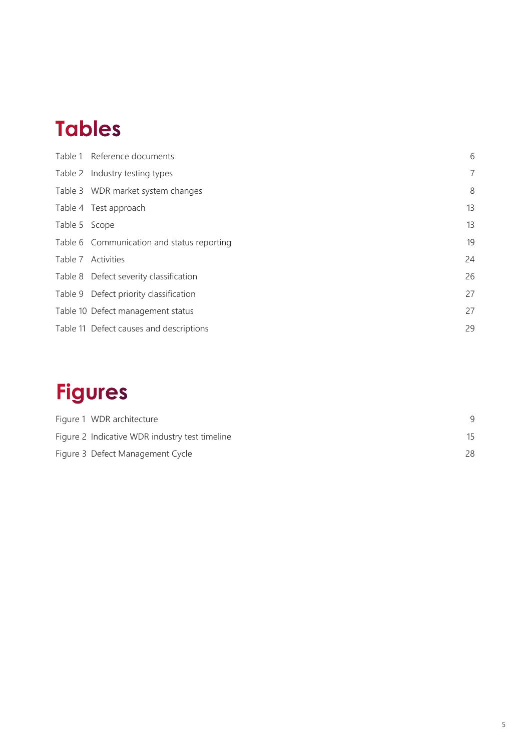# Tables

| | |
|---|---|
| Table 1 Reference documents | 6 |
| Table 2 Industry testing types | 7 |
| Table 3 WDR market system changes | 8 |
| Table 4 Test approach | 13 |
| Table 5 Scope | 13 |
| Table 6 Communication and status reporting | 19 |
| Table 7 Activities | 24 |
| Table 8 Defect severity classification | 26 |
| Table 9 Defect priority classification | 27 |
| Table 10 Defect management status | 27 |
| Table 11 Defect causes and descriptions | 29 |

# Figures

| | |
|---|---|
| Figure 1 WDR architecture | 9 |
| Figure 2 Indicative WDR industry test timeline | 15 |
| Figure 3 Defect Management Cycle | 28 |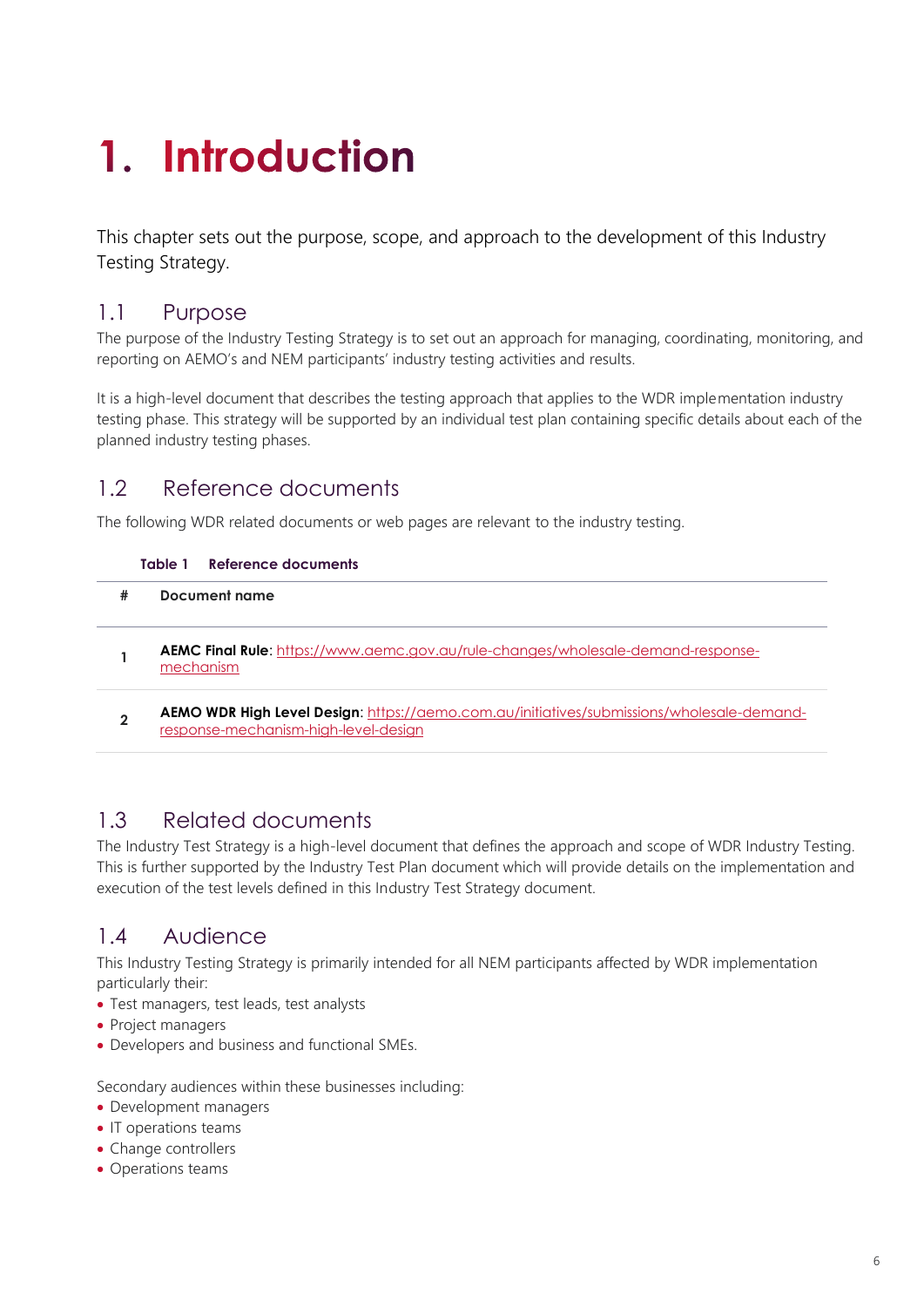# 1. Introduction

This chapter sets out the purpose, scope, and approach to the development of this Industry Testing Strategy.

## 1.1 Purpose

The purpose of the Industry Testing Strategy is to set out an approach for managing, coordinating, monitoring, and reporting on AEMO's and NEM participants' industry testing activities and results.

It is a high-level document that describes the testing approach that applies to the WDR implementation industry testing phase. This strategy will be supported by an individual test plan containing specific details about each of the planned industry testing phases.

## 1.2 Reference documents

The following WDR related documents or web pages are relevant to the industry testing.

**Table 1 Reference documents**

| # | Document name |
|---|---|
| 1 | **AEMC Final Rule**: https://www.aemc.gov.au/rule-changes/wholesale-demand-response-mechanism |
| 2 | **AEMO WDR High Level Design**: https://aemo.com.au/initiatives/submissions/wholesale-demand-response-mechanism-high-level-design |

## 1.3 Related documents

The Industry Test Strategy is a high-level document that defines the approach and scope of WDR Industry Testing. This is further supported by the Industry Test Plan document which will provide details on the implementation and execution of the test levels defined in this Industry Test Strategy document.

## 1.4 Audience

This Industry Testing Strategy is primarily intended for all NEM participants affected by WDR implementation particularly their:

- Test managers, test leads, test analysts
- Project managers
- Developers and business and functional SMEs.

Secondary audiences within these businesses including:

- Development managers
- IT operations teams
- Change controllers
- Operations teams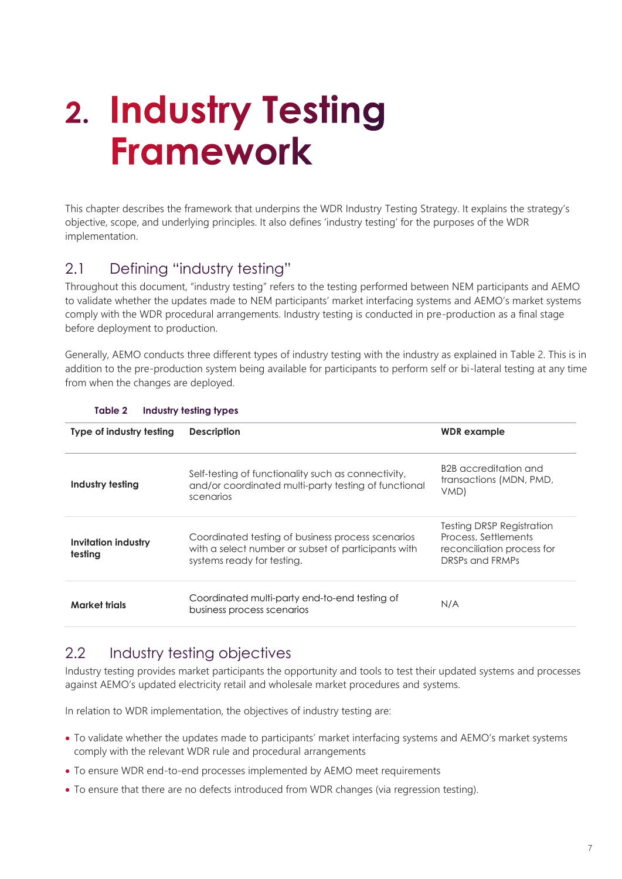# 2. Industry Testing Framework

This chapter describes the framework that underpins the WDR Industry Testing Strategy. It explains the strategy's objective, scope, and underlying principles. It also defines 'industry testing' for the purposes of the WDR implementation.

## 2.1 Defining "industry testing"

Throughout this document, "industry testing" refers to the testing performed between NEM participants and AEMO to validate whether the updates made to NEM participants' market interfacing systems and AEMO's market systems comply with the WDR procedural arrangements. Industry testing is conducted in pre-production as a final stage before deployment to production.

Generally, AEMO conducts three different types of industry testing with the industry as explained in Table 2. This is in addition to the pre-production system being available for participants to perform self or bi-lateral testing at any time from when the changes are deployed.

**Table 2 Industry testing types**

| Type of industry testing | Description | WDR example |
|---|---|---|
| **Industry testing** | Self-testing of functionality such as connectivity, and/or coordinated multi-party testing of functional scenarios | B2B accreditation and transactions (MDN, PMD, VMD) |
| **Invitation industry testing** | Coordinated testing of business process scenarios with a select number or subset of participants with systems ready for testing. | Testing DRSP Registration Process, Settlements reconciliation process for DRSPs and FRMPs |
| **Market trials** | Coordinated multi-party end-to-end testing of business process scenarios | N/A |

## 2.2 Industry testing objectives

Industry testing provides market participants the opportunity and tools to test their updated systems and processes against AEMO's updated electricity retail and wholesale market procedures and systems.

In relation to WDR implementation, the objectives of industry testing are:

- To validate whether the updates made to participants' market interfacing systems and AEMO's market systems comply with the relevant WDR rule and procedural arrangements
- To ensure WDR end-to-end processes implemented by AEMO meet requirements
- To ensure that there are no defects introduced from WDR changes (via regression testing).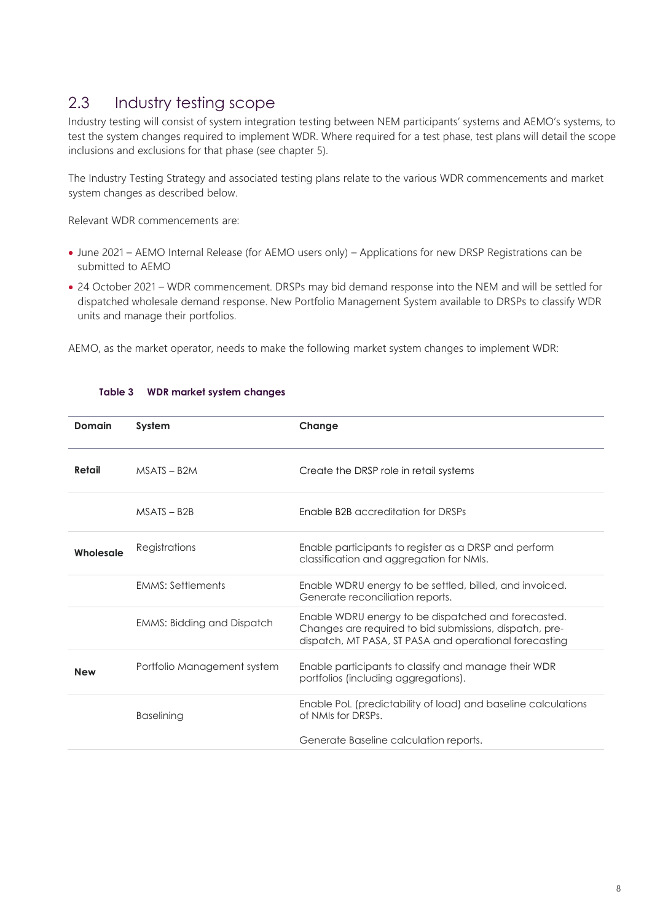## 2.3 Industry testing scope

Industry testing will consist of system integration testing between NEM participants' systems and AEMO's systems, to test the system changes required to implement WDR. Where required for a test phase, test plans will detail the scope inclusions and exclusions for that phase (see chapter 5).

The Industry Testing Strategy and associated testing plans relate to the various WDR commencements and market system changes as described below.

Relevant WDR commencements are:

- June 2021 – AEMO Internal Release (for AEMO users only) – Applications for new DRSP Registrations can be submitted to AEMO
- 24 October 2021 – WDR commencement. DRSPs may bid demand response into the NEM and will be settled for dispatched wholesale demand response. New Portfolio Management System available to DRSPs to classify WDR units and manage their portfolios.

AEMO, as the market operator, needs to make the following market system changes to implement WDR:

**Table 3 WDR market system changes**

| Domain | System | Change |
|---|---|---|
| **Retail** | MSATS – B2M | Create the DRSP role in retail systems |
| | MSATS – B2B | Enable B2B accreditation for DRSPs |
| **Wholesale** | Registrations | Enable participants to register as a DRSP and perform classification and aggregation for NMIs. |
| | EMMS: Settlements | Enable WDRU energy to be settled, billed, and invoiced. Generate reconciliation reports. |
| | EMMS: Bidding and Dispatch | Enable WDRU energy to be dispatched and forecasted. Changes are required to bid submissions, dispatch, pre-dispatch, MT PASA, ST PASA and operational forecasting |
| **New** | Portfolio Management system | Enable participants to classify and manage their WDR portfolios (including aggregations). |
| | Baselining | Enable PoL (predictability of load) and baseline calculations of NMIs for DRSPs.<br><br>Generate Baseline calculation reports. |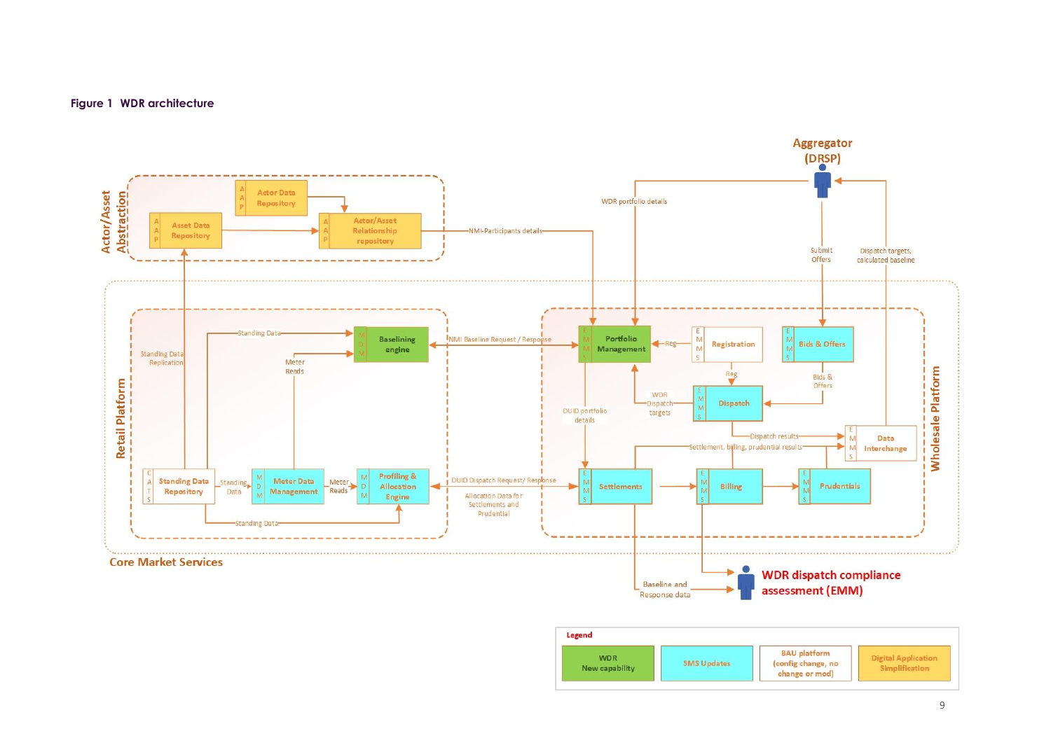**Figure 1 WDR architecture**

Legend:
- WDR New capability
- 5MS Updates
- BAU platform (config change, no change or mod)
- Digital Application Simplification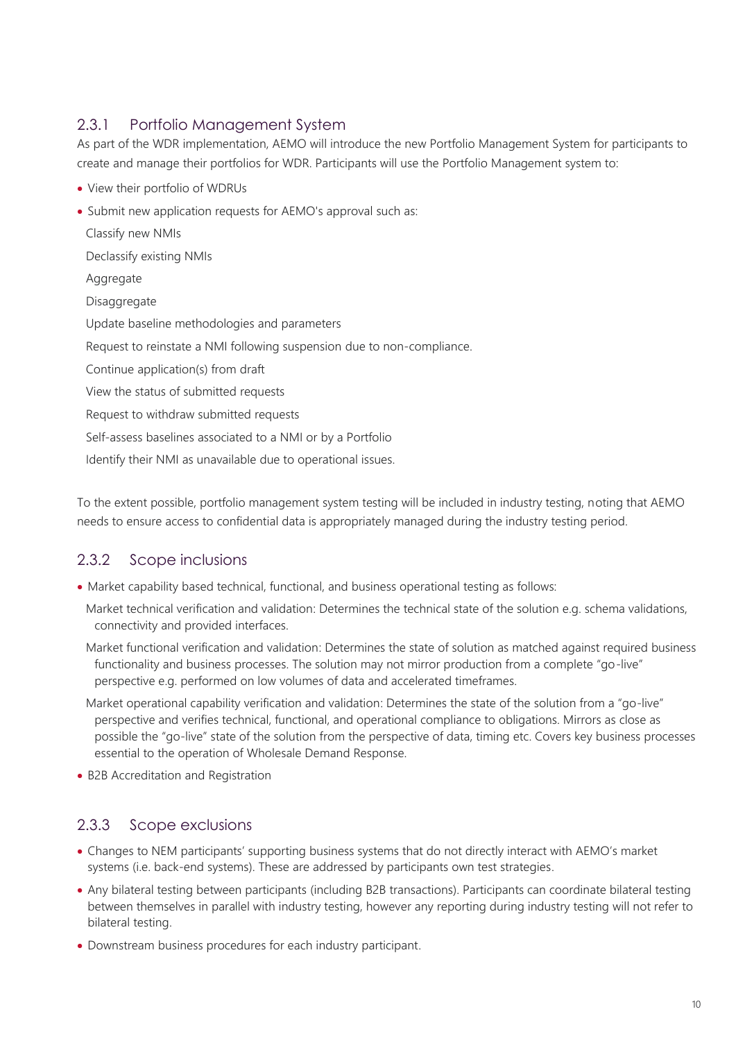### 2.3.1 Portfolio Management System

As part of the WDR implementation, AEMO will introduce the new Portfolio Management System for participants to create and manage their portfolios for WDR. Participants will use the Portfolio Management system to:

- View their portfolio of WDRUs
- Submit new application requests for AEMO's approval such as:
  - Classify new NMIs
  - Declassify existing NMIs
  - Aggregate
  - Disaggregate
  - Update baseline methodologies and parameters
  - Request to reinstate a NMI following suspension due to non-compliance.
  - Continue application(s) from draft
  - View the status of submitted requests
  - Request to withdraw submitted requests
  - Self-assess baselines associated to a NMI or by a Portfolio
  - Identify their NMI as unavailable due to operational issues.

To the extent possible, portfolio management system testing will be included in industry testing, noting that AEMO needs to ensure access to confidential data is appropriately managed during the industry testing period.

### 2.3.2 Scope inclusions

- Market capability based technical, functional, and business operational testing as follows:
  - Market technical verification and validation: Determines the technical state of the solution e.g. schema validations, connectivity and provided interfaces.
  - Market functional verification and validation: Determines the state of solution as matched against required business functionality and business processes. The solution may not mirror production from a complete "go-live" perspective e.g. performed on low volumes of data and accelerated timeframes.
  - Market operational capability verification and validation: Determines the state of the solution from a "go-live" perspective and verifies technical, functional, and operational compliance to obligations. Mirrors as close as possible the "go-live" state of the solution from the perspective of data, timing etc. Covers key business processes essential to the operation of Wholesale Demand Response.
- B2B Accreditation and Registration

### 2.3.3 Scope exclusions

- Changes to NEM participants' supporting business systems that do not directly interact with AEMO's market systems (i.e. back-end systems). These are addressed by participants own test strategies.
- Any bilateral testing between participants (including B2B transactions). Participants can coordinate bilateral testing between themselves in parallel with industry testing, however any reporting during industry testing will not refer to bilateral testing.
- Downstream business procedures for each industry participant.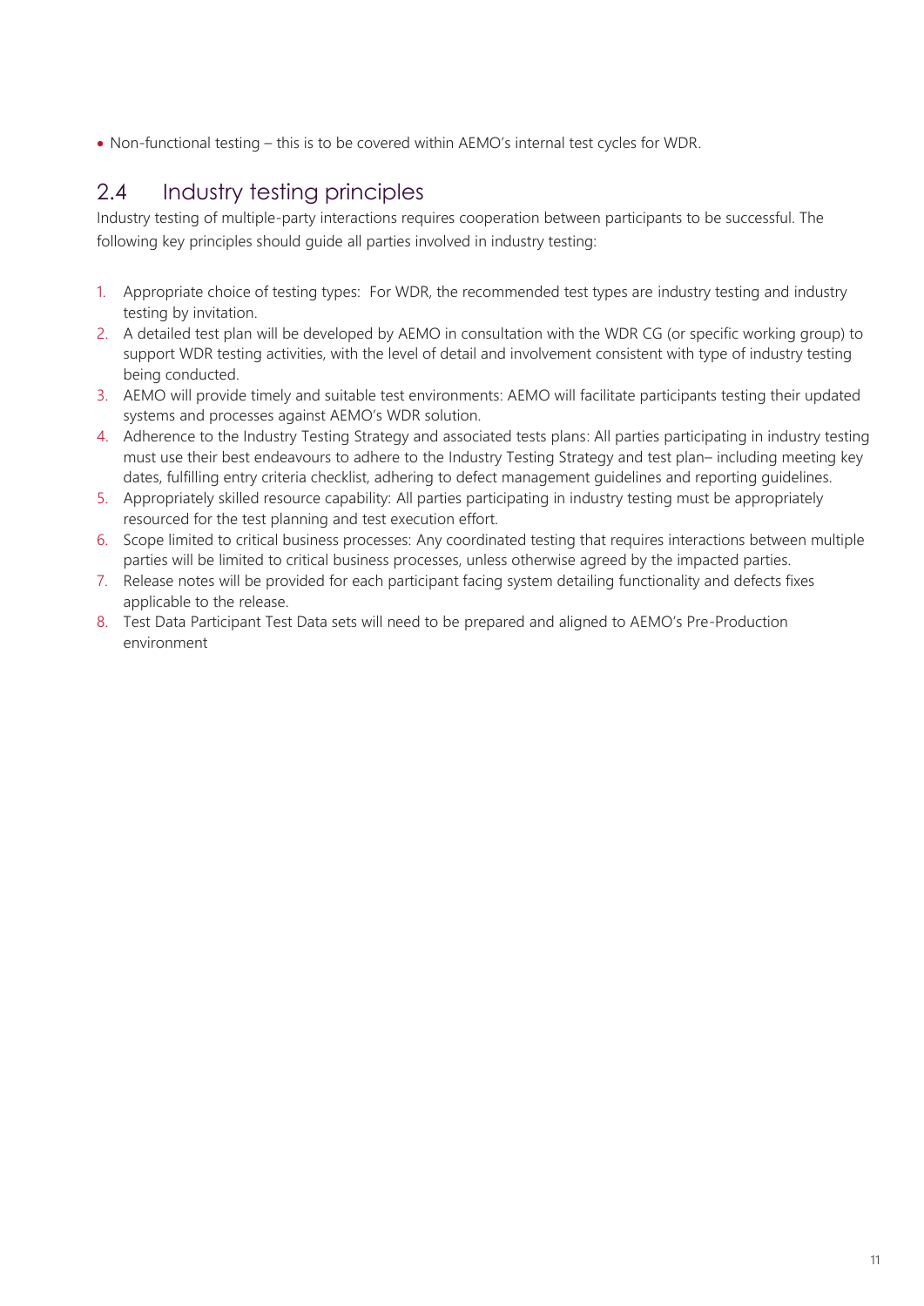- Non-functional testing – this is to be covered within AEMO's internal test cycles for WDR.

## 2.4 Industry testing principles

Industry testing of multiple-party interactions requires cooperation between participants to be successful. The following key principles should guide all parties involved in industry testing:

1. Appropriate choice of testing types: For WDR, the recommended test types are industry testing and industry testing by invitation.
2. A detailed test plan will be developed by AEMO in consultation with the WDR CG (or specific working group) to support WDR testing activities, with the level of detail and involvement consistent with type of industry testing being conducted.
3. AEMO will provide timely and suitable test environments: AEMO will facilitate participants testing their updated systems and processes against AEMO's WDR solution.
4. Adherence to the Industry Testing Strategy and associated tests plans: All parties participating in industry testing must use their best endeavours to adhere to the Industry Testing Strategy and test plan– including meeting key dates, fulfilling entry criteria checklist, adhering to defect management guidelines and reporting guidelines.
5. Appropriately skilled resource capability: All parties participating in industry testing must be appropriately resourced for the test planning and test execution effort.
6. Scope limited to critical business processes: Any coordinated testing that requires interactions between multiple parties will be limited to critical business processes, unless otherwise agreed by the impacted parties.
7. Release notes will be provided for each participant facing system detailing functionality and defects fixes applicable to the release.
8. Test Data Participant Test Data sets will need to be prepared and aligned to AEMO's Pre-Production environment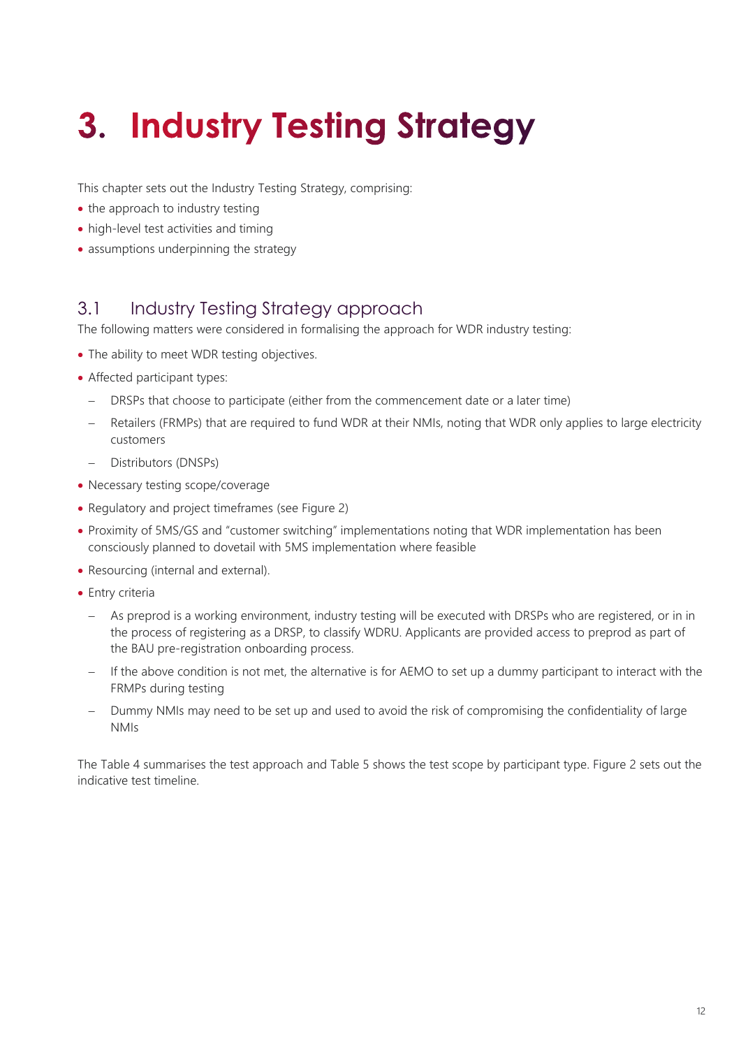# 3. Industry Testing Strategy

This chapter sets out the Industry Testing Strategy, comprising:

- the approach to industry testing
- high-level test activities and timing
- assumptions underpinning the strategy

## 3.1 Industry Testing Strategy approach

The following matters were considered in formalising the approach for WDR industry testing:

- The ability to meet WDR testing objectives.
- Affected participant types:
  - DRSPs that choose to participate (either from the commencement date or a later time)
  - Retailers (FRMPs) that are required to fund WDR at their NMIs, noting that WDR only applies to large electricity customers
  - Distributors (DNSPs)
- Necessary testing scope/coverage
- Regulatory and project timeframes (see Figure 2)
- Proximity of 5MS/GS and "customer switching" implementations noting that WDR implementation has been consciously planned to dovetail with 5MS implementation where feasible
- Resourcing (internal and external).
- Entry criteria
  - As preprod is a working environment, industry testing will be executed with DRSPs who are registered, or in in the process of registering as a DRSP, to classify WDRU. Applicants are provided access to preprod as part of the BAU pre-registration onboarding process.
  - If the above condition is not met, the alternative is for AEMO to set up a dummy participant to interact with the FRMPs during testing
  - Dummy NMIs may need to be set up and used to avoid the risk of compromising the confidentiality of large NMIs

The Table 4 summarises the test approach and Table 5 shows the test scope by participant type. Figure 2 sets out the indicative test timeline.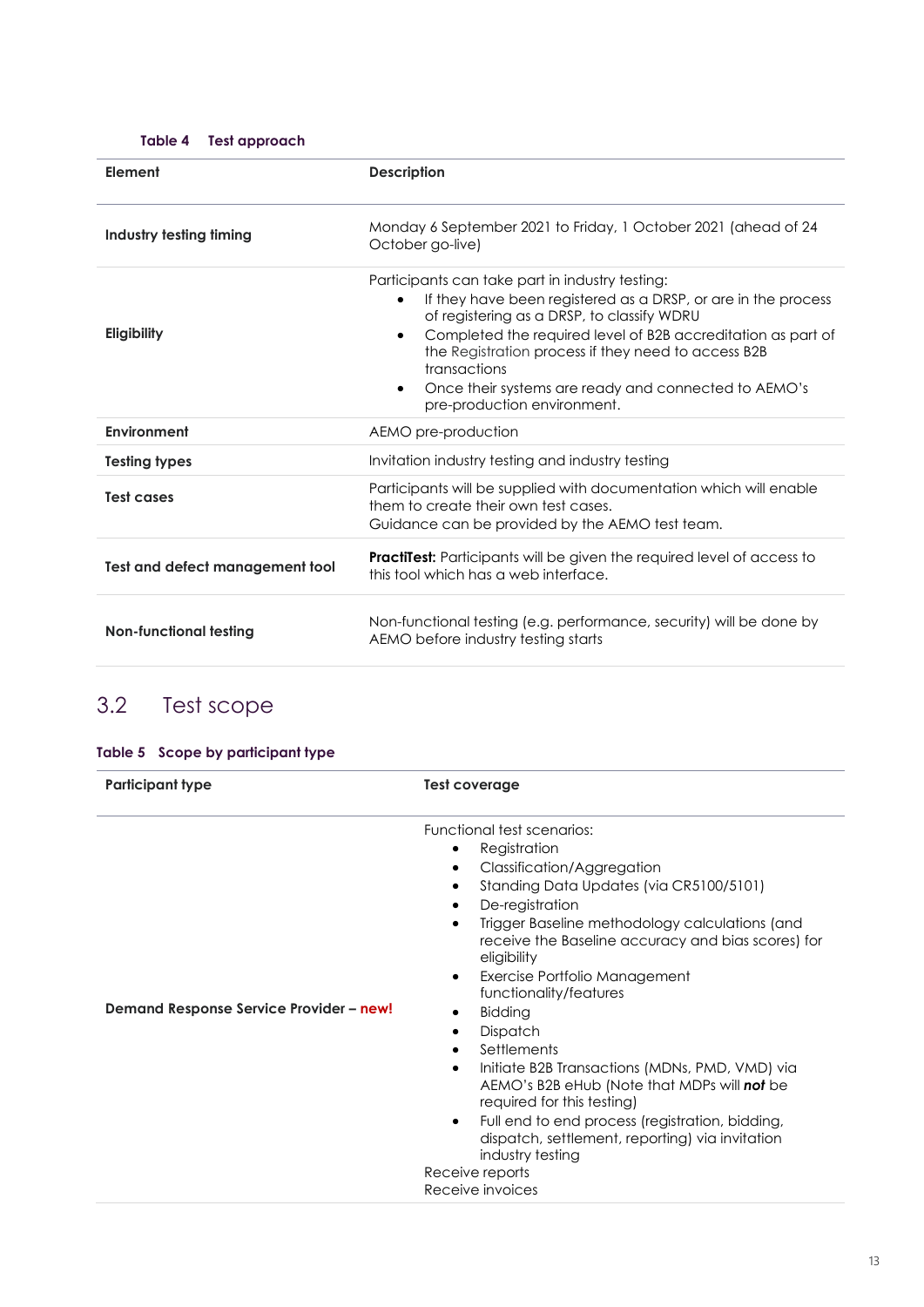**Table 4 Test approach**

| Element | Description |
|---|---|
| **Industry testing timing** | Monday 6 September 2021 to Friday, 1 October 2021 (ahead of 24 October go-live) |
| **Eligibility** | Participants can take part in industry testing:<br>• If they have been registered as a DRSP, or are in the process of registering as a DRSP, to classify WDRU<br>• Completed the required level of B2B accreditation as part of the Registration process if they need to access B2B transactions<br>• Once their systems are ready and connected to AEMO's pre-production environment. |
| **Environment** | AEMO pre-production |
| **Testing types** | Invitation industry testing and industry testing |
| **Test cases** | Participants will be supplied with documentation which will enable them to create their own test cases.<br>Guidance can be provided by the AEMO test team. |
| **Test and defect management tool** | **PractiTest:** Participants will be given the required level of access to this tool which has a web interface. |
| **Non-functional testing** | Non-functional testing (e.g. performance, security) will be done by AEMO before industry testing starts |

## 3.2 Test scope

**Table 5 Scope by participant type**

| Participant type | Test coverage |
|---|---|
| **Demand Response Service Provider – new!** | Functional test scenarios:<br>• Registration<br>• Classification/Aggregation<br>• Standing Data Updates (via CR5100/5101)<br>• De-registration<br>• Trigger Baseline methodology calculations (and receive the Baseline accuracy and bias scores) for eligibility<br>• Exercise Portfolio Management functionality/features<br>• Bidding<br>• Dispatch<br>• Settlements<br>• Initiate B2B Transactions (MDNs, PMD, VMD) via AEMO's B2B eHub (Note that MDPs will ***not*** be required for this testing)<br>• Full end to end process (registration, bidding, dispatch, settlement, reporting) via invitation industry testing<br>Receive reports<br>Receive invoices |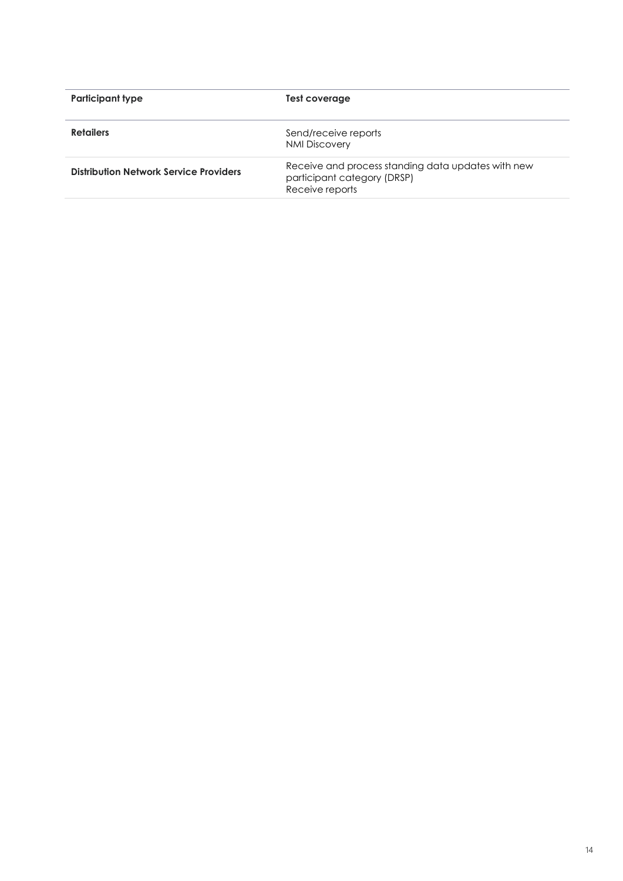| Participant type | Test coverage |
| --- | --- |
| **Retailers** | Send/receive reports<br>NMI Discovery |
| **Distribution Network Service Providers** | Receive and process standing data updates with new participant category (DRSP)<br>Receive reports |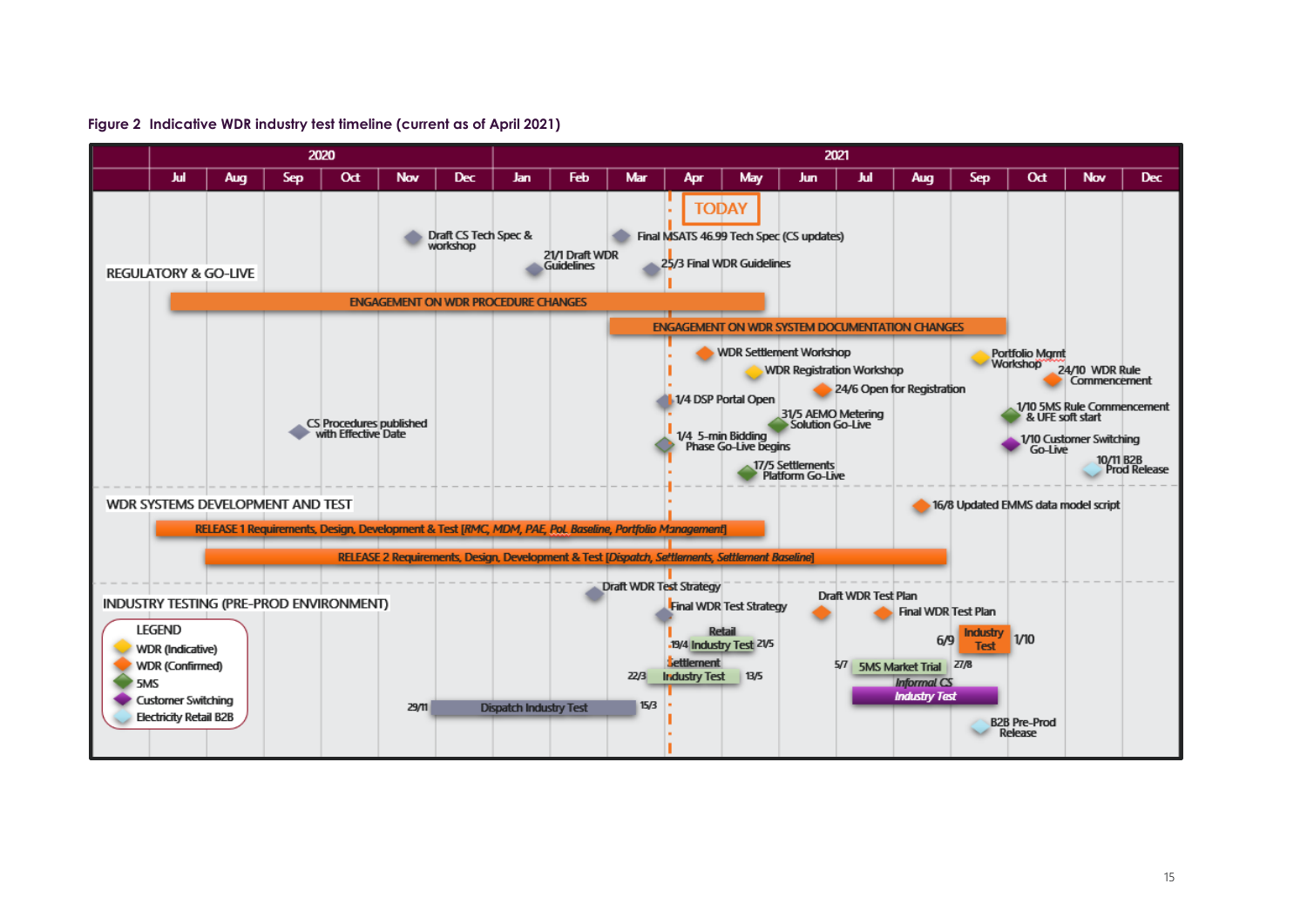**Figure 2 Indicative WDR industry test timeline (current as of April 2021)**

| | 2020 | | | | | | 2021 | | | | | | | | | | | |
|---|---|---|---|---|---|---|---|---|---|---|---|---|---|---|---|---|---|---|
| | Jul | Aug | Sep | Oct | Nov | Dec | Jan | Feb | Mar | Apr | May | Jun | Jul | Aug | Sep | Oct | Nov | Dec |

TODAY

**REGULATORY & GO-LIVE**

- Draft CS Tech Spec & workshop
- Final MSATS 46.99 Tech Spec (CS updates)
- 21/1 Draft WDR Guidelines
- 25/3 Final WDR Guidelines
- ENGAGEMENT ON WDR PROCEDURE CHANGES
- ENGAGEMENT ON WDR SYSTEM DOCUMENTATION CHANGES
- WDR Settlement Workshop
- WDR Registration Workshop
- Portfolio Mgmt Workshop
- 24/10 WDR Rule Commencement
- 24/6 Open for Registration
- 1/4 DSP Portal Open
- CS Procedures published with Effective Date
- 31/5 AEMO Metering Solution Go-Live
- 1/4 5-min Bidding Phase Go-Live begins
- 1/10 5MS Rule Commencement & UFE soft start
- 1/10 Customer Switching Go-Live
- 17/5 Settlements Platform Go-Live
- 10/11 B2B Prod Release

**WDR SYSTEMS DEVELOPMENT AND TEST**

- 16/8 Updated EMMS data model script
- RELEASE 1 Requirements, Design, Development & Test [RMC, MDM, PAE, Pol. Baseline, Portfolio Management]
- RELEASE 2 Requirements, Design, Development & Test [Dispatch, Settlements, Settlement Baseline]

**INDUSTRY TESTING (PRE-PROD ENVIRONMENT)**

- Draft WDR Test Strategy
- Final WDR Test Strategy
- Draft WDR Test Plan
- Final WDR Test Plan
- 19/4 Retail Industry Test 21/5
- 6/9 Industry Test 1/10
- 22/3 Settlement Industry Test 13/5
- 5/7 5MS Market Trial 27/8
- Informal CS Industry Test
- 29/11 Dispatch Industry Test 15/3
- B2B Pre-Prod Release

LEGEND

- WDR (Indicative)
- WDR (Confirmed)
- 5MS
- Customer Switching
- Electricity Retail B2B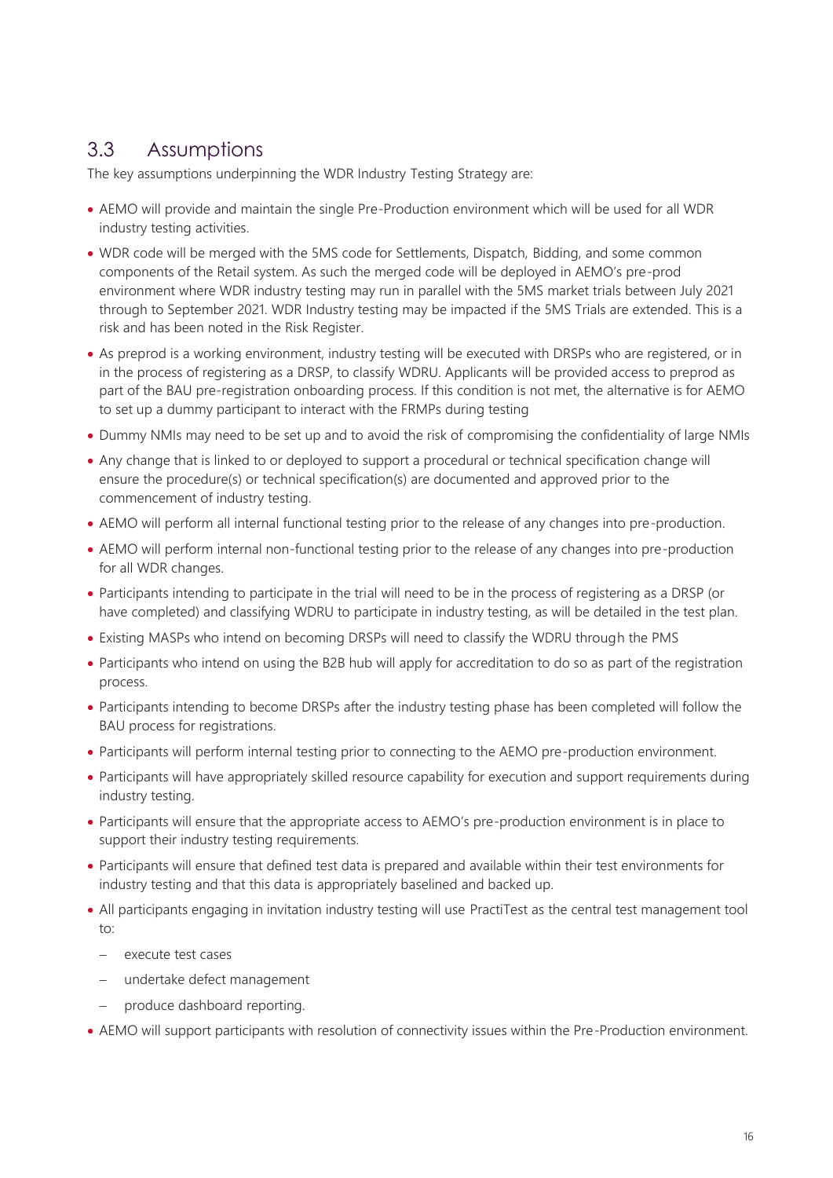## 3.3 Assumptions

The key assumptions underpinning the WDR Industry Testing Strategy are:

- AEMO will provide and maintain the single Pre-Production environment which will be used for all WDR industry testing activities.
- WDR code will be merged with the 5MS code for Settlements, Dispatch, Bidding, and some common components of the Retail system. As such the merged code will be deployed in AEMO's pre-prod environment where WDR industry testing may run in parallel with the 5MS market trials between July 2021 through to September 2021. WDR Industry testing may be impacted if the 5MS Trials are extended. This is a risk and has been noted in the Risk Register.
- As preprod is a working environment, industry testing will be executed with DRSPs who are registered, or in in the process of registering as a DRSP, to classify WDRU. Applicants will be provided access to preprod as part of the BAU pre-registration onboarding process. If this condition is not met, the alternative is for AEMO to set up a dummy participant to interact with the FRMPs during testing
- Dummy NMIs may need to be set up and to avoid the risk of compromising the confidentiality of large NMIs
- Any change that is linked to or deployed to support a procedural or technical specification change will ensure the procedure(s) or technical specification(s) are documented and approved prior to the commencement of industry testing.
- AEMO will perform all internal functional testing prior to the release of any changes into pre-production.
- AEMO will perform internal non-functional testing prior to the release of any changes into pre-production for all WDR changes.
- Participants intending to participate in the trial will need to be in the process of registering as a DRSP (or have completed) and classifying WDRU to participate in industry testing, as will be detailed in the test plan.
- Existing MASPs who intend on becoming DRSPs will need to classify the WDRU through the PMS
- Participants who intend on using the B2B hub will apply for accreditation to do so as part of the registration process.
- Participants intending to become DRSPs after the industry testing phase has been completed will follow the BAU process for registrations.
- Participants will perform internal testing prior to connecting to the AEMO pre-production environment.
- Participants will have appropriately skilled resource capability for execution and support requirements during industry testing.
- Participants will ensure that the appropriate access to AEMO's pre-production environment is in place to support their industry testing requirements.
- Participants will ensure that defined test data is prepared and available within their test environments for industry testing and that this data is appropriately baselined and backed up.
- All participants engaging in invitation industry testing will use PractiTest as the central test management tool to:
  - execute test cases
  - undertake defect management
  - produce dashboard reporting.
- AEMO will support participants with resolution of connectivity issues within the Pre-Production environment.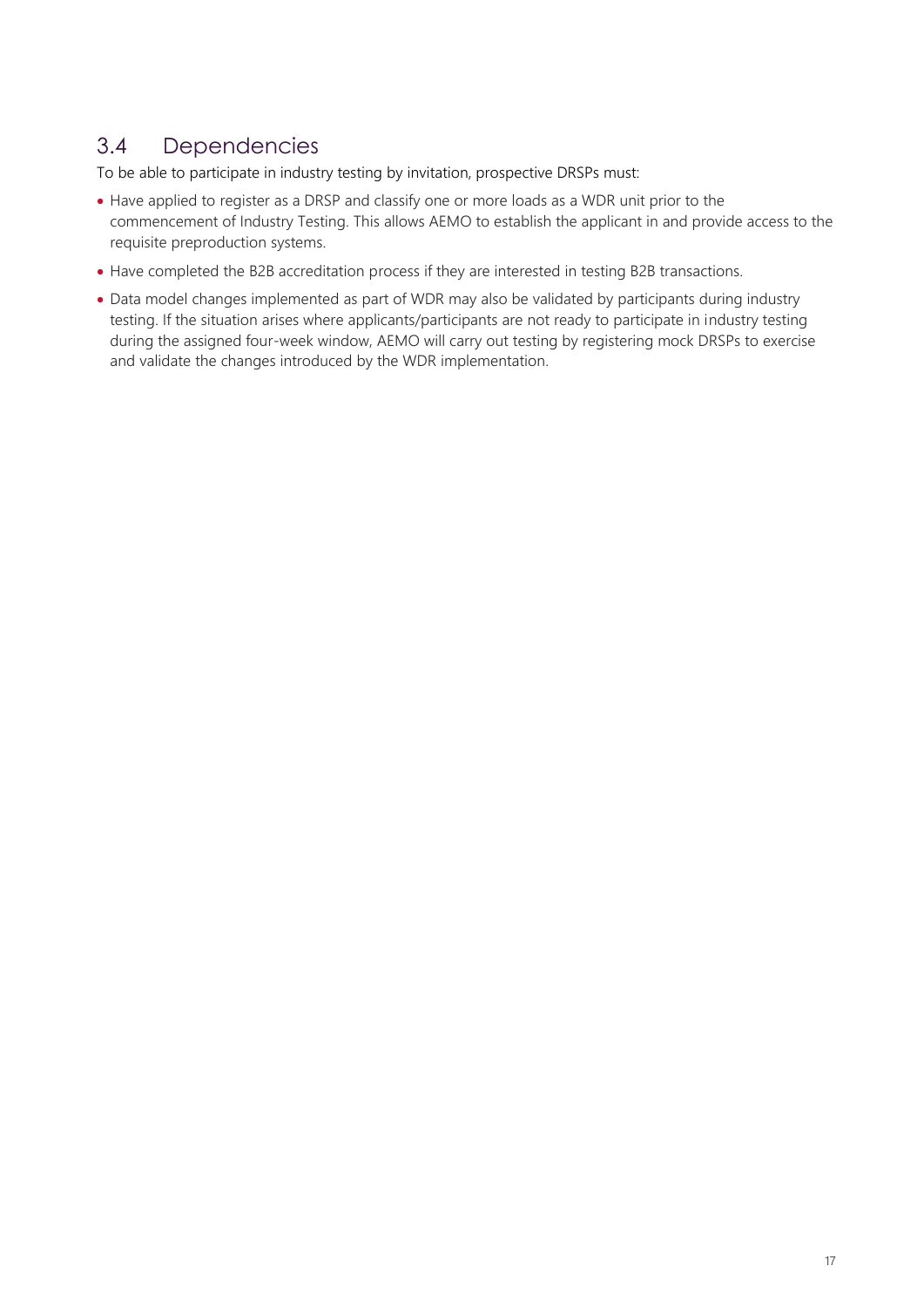## 3.4 Dependencies

To be able to participate in industry testing by invitation, prospective DRSPs must:

- Have applied to register as a DRSP and classify one or more loads as a WDR unit prior to the commencement of Industry Testing. This allows AEMO to establish the applicant in and provide access to the requisite preproduction systems.
- Have completed the B2B accreditation process if they are interested in testing B2B transactions.
- Data model changes implemented as part of WDR may also be validated by participants during industry testing. If the situation arises where applicants/participants are not ready to participate in industry testing during the assigned four-week window, AEMO will carry out testing by registering mock DRSPs to exercise and validate the changes introduced by the WDR implementation.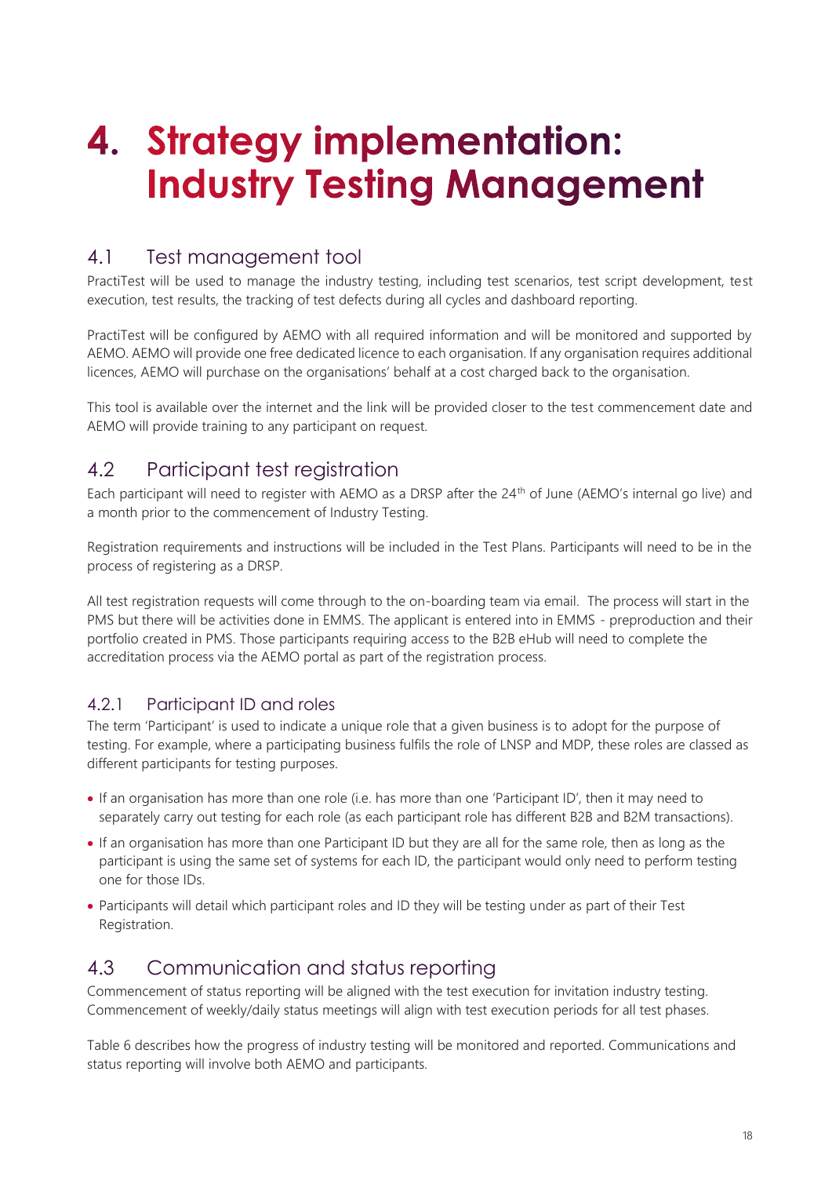# 4. Strategy implementation: Industry Testing Management

## 4.1 Test management tool

PractiTest will be used to manage the industry testing, including test scenarios, test script development, test execution, test results, the tracking of test defects during all cycles and dashboard reporting.

PractiTest will be configured by AEMO with all required information and will be monitored and supported by AEMO. AEMO will provide one free dedicated licence to each organisation. If any organisation requires additional licences, AEMO will purchase on the organisations' behalf at a cost charged back to the organisation.

This tool is available over the internet and the link will be provided closer to the test commencement date and AEMO will provide training to any participant on request.

## 4.2 Participant test registration

Each participant will need to register with AEMO as a DRSP after the 24th of June (AEMO's internal go live) and a month prior to the commencement of Industry Testing.

Registration requirements and instructions will be included in the Test Plans. Participants will need to be in the process of registering as a DRSP.

All test registration requests will come through to the on-boarding team via email. The process will start in the PMS but there will be activities done in EMMS. The applicant is entered into in EMMS - preproduction and their portfolio created in PMS. Those participants requiring access to the B2B eHub will need to complete the accreditation process via the AEMO portal as part of the registration process.

### 4.2.1 Participant ID and roles

The term 'Participant' is used to indicate a unique role that a given business is to adopt for the purpose of testing. For example, where a participating business fulfils the role of LNSP and MDP, these roles are classed as different participants for testing purposes.

- If an organisation has more than one role (i.e. has more than one 'Participant ID', then it may need to separately carry out testing for each role (as each participant role has different B2B and B2M transactions).
- If an organisation has more than one Participant ID but they are all for the same role, then as long as the participant is using the same set of systems for each ID, the participant would only need to perform testing one for those IDs.
- Participants will detail which participant roles and ID they will be testing under as part of their Test Registration.

## 4.3 Communication and status reporting

Commencement of status reporting will be aligned with the test execution for invitation industry testing. Commencement of weekly/daily status meetings will align with test execution periods for all test phases.

Table 6 describes how the progress of industry testing will be monitored and reported. Communications and status reporting will involve both AEMO and participants.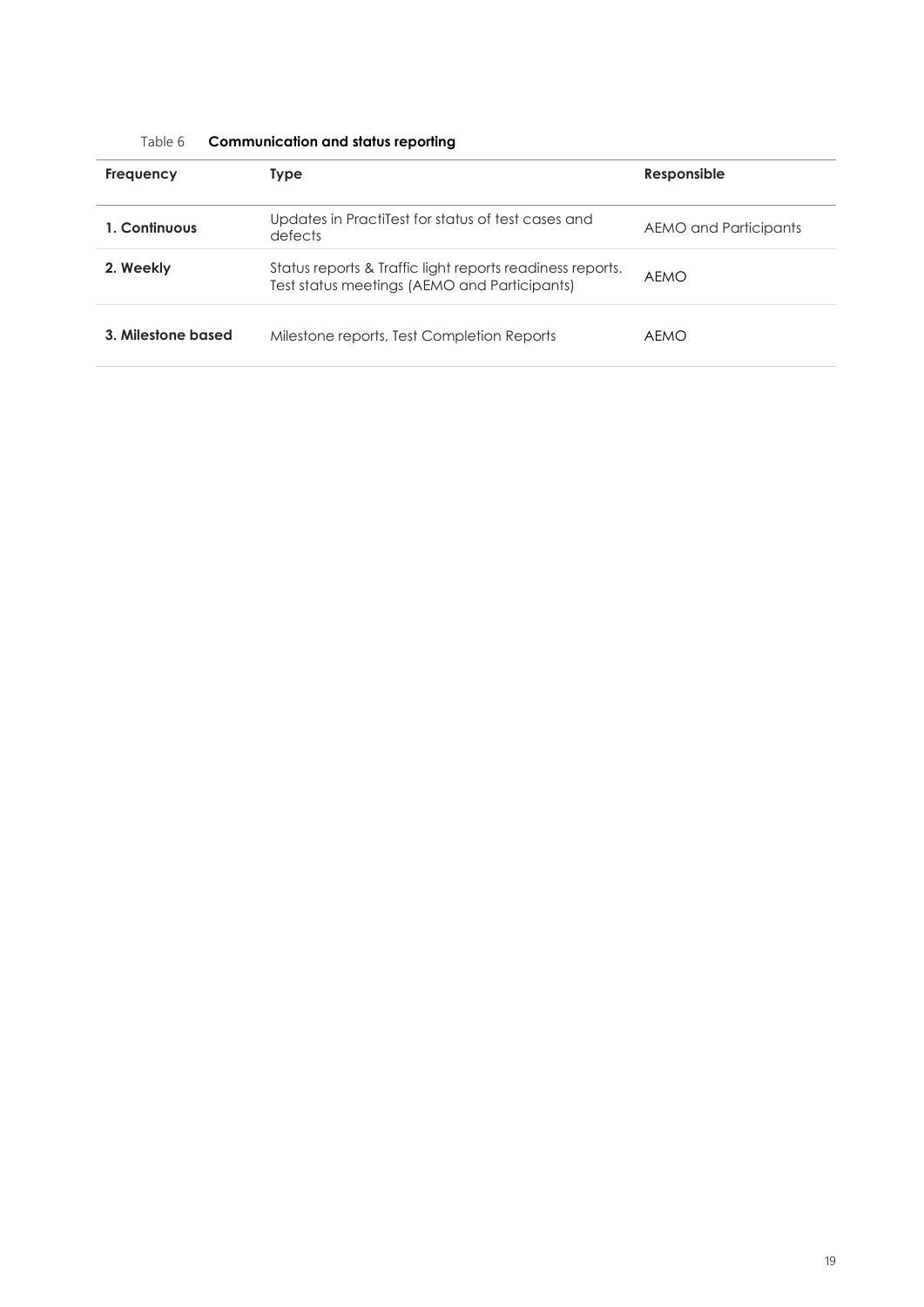Table 6 **Communication and status reporting**

| Frequency | Type | Responsible |
| --- | --- | --- |
| **1. Continuous** | Updates in PractiTest for status of test cases and defects | AEMO and Participants |
| **2. Weekly** | Status reports & Traffic light reports readiness reports. Test status meetings (AEMO and Participants) | AEMO |
| **3. Milestone based** | Milestone reports, Test Completion Reports | AEMO |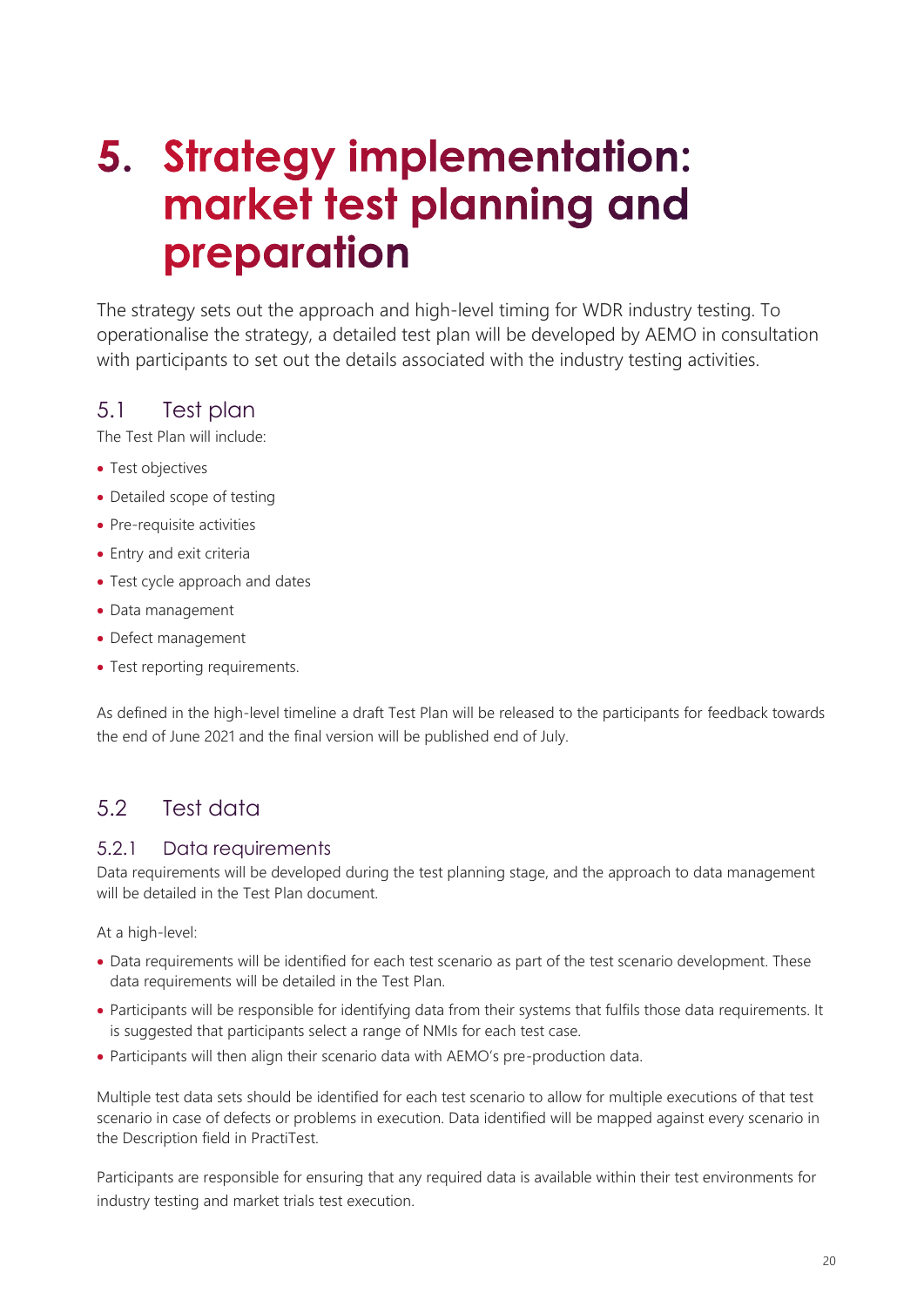# 5. Strategy implementation: market test planning and preparation

The strategy sets out the approach and high-level timing for WDR industry testing. To operationalise the strategy, a detailed test plan will be developed by AEMO in consultation with participants to set out the details associated with the industry testing activities.

## 5.1 Test plan

The Test Plan will include:

- Test objectives
- Detailed scope of testing
- Pre-requisite activities
- Entry and exit criteria
- Test cycle approach and dates
- Data management
- Defect management
- Test reporting requirements.

As defined in the high-level timeline a draft Test Plan will be released to the participants for feedback towards the end of June 2021 and the final version will be published end of July.

## 5.2 Test data

### 5.2.1 Data requirements

Data requirements will be developed during the test planning stage, and the approach to data management will be detailed in the Test Plan document.

At a high-level:

- Data requirements will be identified for each test scenario as part of the test scenario development. These data requirements will be detailed in the Test Plan.
- Participants will be responsible for identifying data from their systems that fulfils those data requirements. It is suggested that participants select a range of NMIs for each test case.
- Participants will then align their scenario data with AEMO's pre-production data.

Multiple test data sets should be identified for each test scenario to allow for multiple executions of that test scenario in case of defects or problems in execution. Data identified will be mapped against every scenario in the Description field in PractiTest.

Participants are responsible for ensuring that any required data is available within their test environments for industry testing and market trials test execution.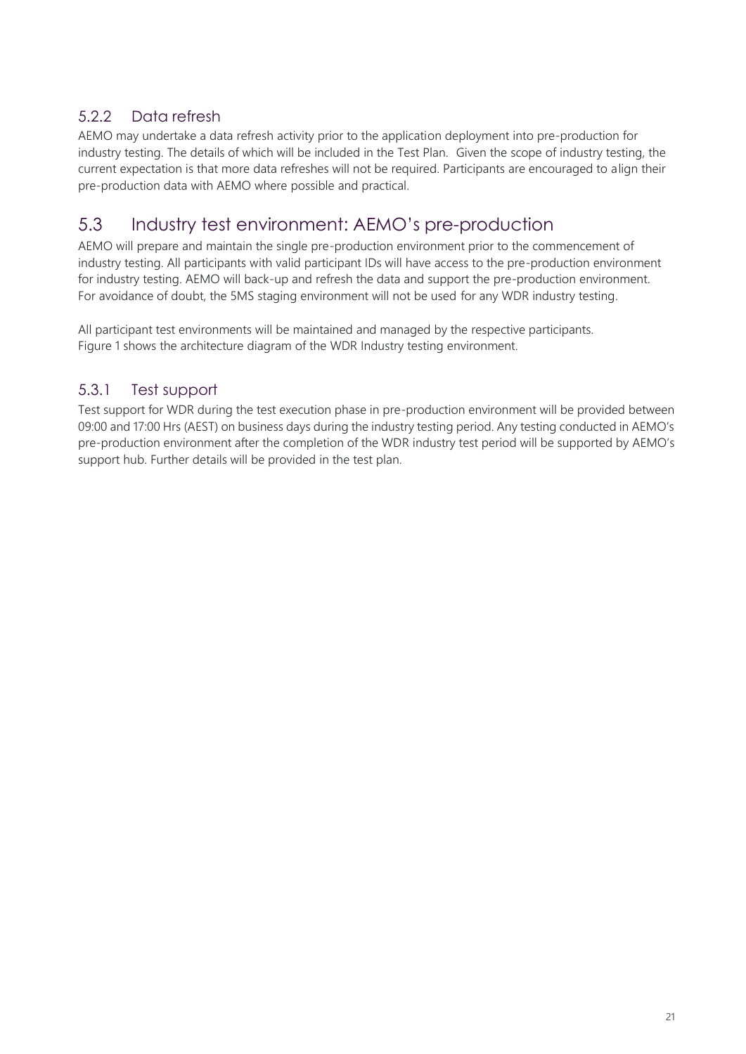### 5.2.2 Data refresh

AEMO may undertake a data refresh activity prior to the application deployment into pre-production for industry testing. The details of which will be included in the Test Plan. Given the scope of industry testing, the current expectation is that more data refreshes will not be required. Participants are encouraged to align their pre-production data with AEMO where possible and practical.

## 5.3 Industry test environment: AEMO's pre-production

AEMO will prepare and maintain the single pre-production environment prior to the commencement of industry testing. All participants with valid participant IDs will have access to the pre-production environment for industry testing. AEMO will back-up and refresh the data and support the pre-production environment. For avoidance of doubt, the 5MS staging environment will not be used for any WDR industry testing.

All participant test environments will be maintained and managed by the respective participants. Figure 1 shows the architecture diagram of the WDR Industry testing environment.

### 5.3.1 Test support

Test support for WDR during the test execution phase in pre-production environment will be provided between 09:00 and 17:00 Hrs (AEST) on business days during the industry testing period. Any testing conducted in AEMO's pre-production environment after the completion of the WDR industry test period will be supported by AEMO's support hub. Further details will be provided in the test plan.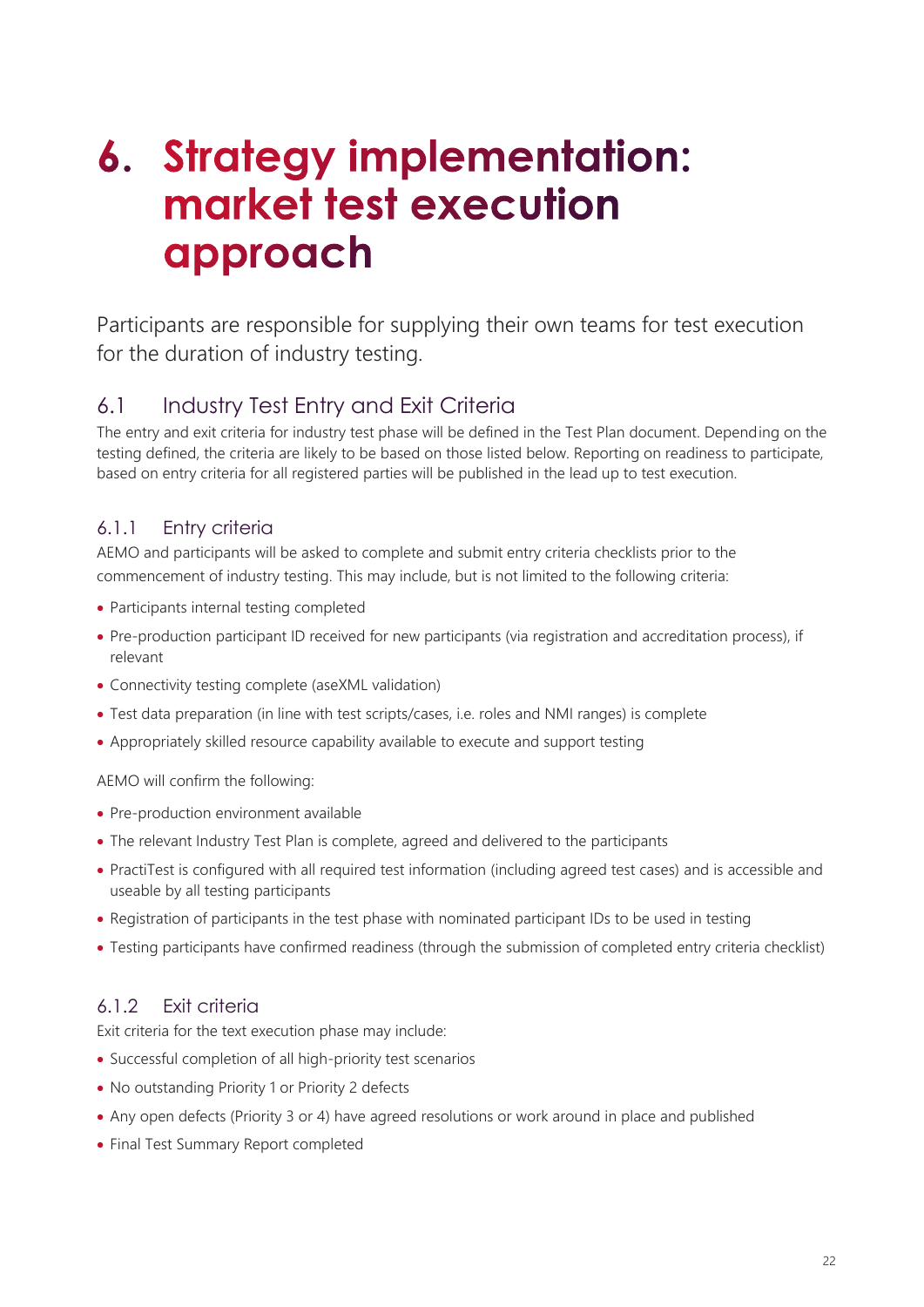# 6. Strategy implementation: market test execution approach

Participants are responsible for supplying their own teams for test execution for the duration of industry testing.

## 6.1 Industry Test Entry and Exit Criteria

The entry and exit criteria for industry test phase will be defined in the Test Plan document. Depending on the testing defined, the criteria are likely to be based on those listed below. Reporting on readiness to participate, based on entry criteria for all registered parties will be published in the lead up to test execution.

### 6.1.1 Entry criteria

AEMO and participants will be asked to complete and submit entry criteria checklists prior to the commencement of industry testing. This may include, but is not limited to the following criteria:

- Participants internal testing completed
- Pre-production participant ID received for new participants (via registration and accreditation process), if relevant
- Connectivity testing complete (aseXML validation)
- Test data preparation (in line with test scripts/cases, i.e. roles and NMI ranges) is complete
- Appropriately skilled resource capability available to execute and support testing

AEMO will confirm the following:

- Pre-production environment available
- The relevant Industry Test Plan is complete, agreed and delivered to the participants
- PractiTest is configured with all required test information (including agreed test cases) and is accessible and useable by all testing participants
- Registration of participants in the test phase with nominated participant IDs to be used in testing
- Testing participants have confirmed readiness (through the submission of completed entry criteria checklist)

### 6.1.2 Exit criteria

Exit criteria for the text execution phase may include:

- Successful completion of all high-priority test scenarios
- No outstanding Priority 1 or Priority 2 defects
- Any open defects (Priority 3 or 4) have agreed resolutions or work around in place and published
- Final Test Summary Report completed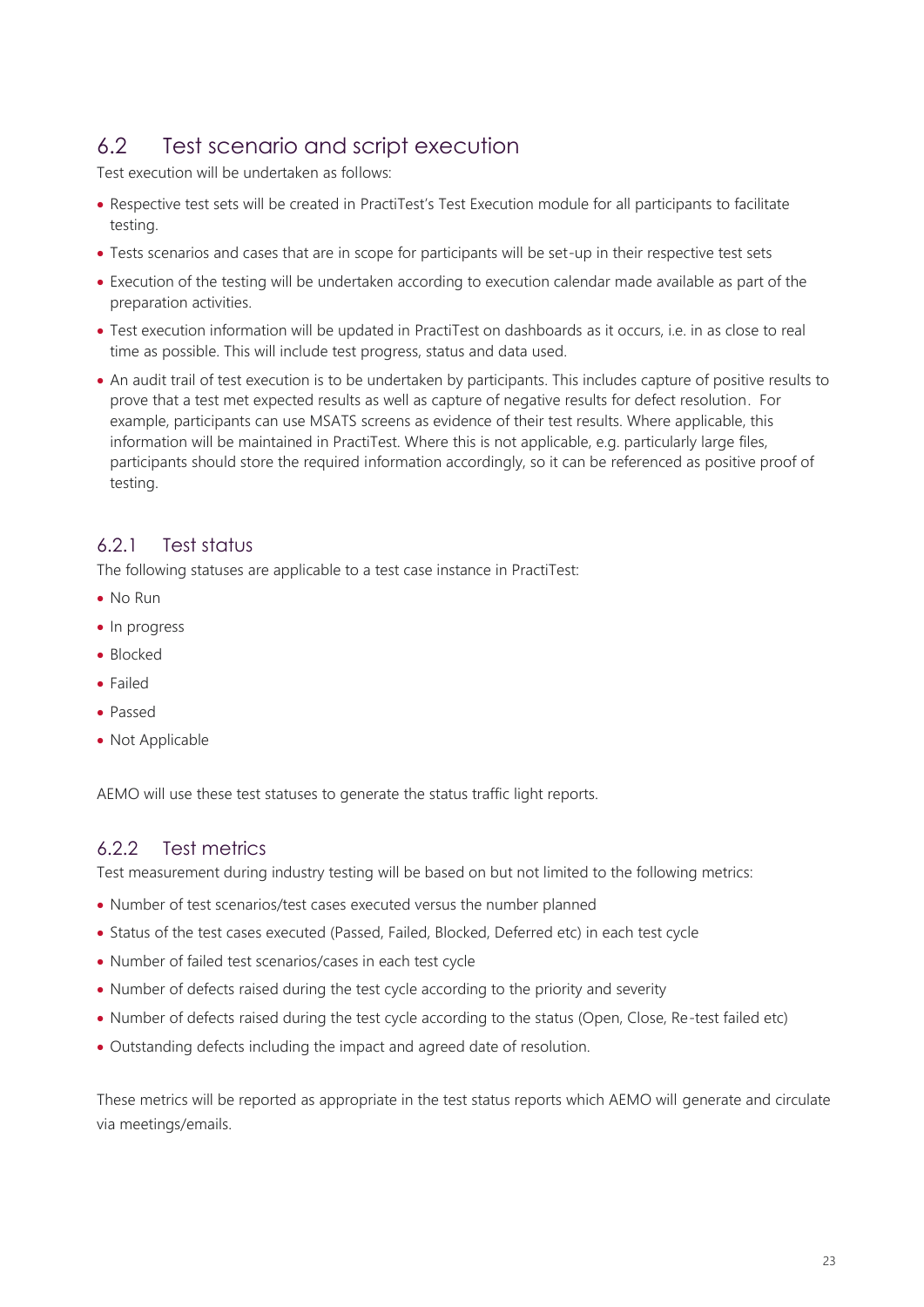## 6.2 Test scenario and script execution

Test execution will be undertaken as follows:

- Respective test sets will be created in PractiTest's Test Execution module for all participants to facilitate testing.
- Tests scenarios and cases that are in scope for participants will be set-up in their respective test sets
- Execution of the testing will be undertaken according to execution calendar made available as part of the preparation activities.
- Test execution information will be updated in PractiTest on dashboards as it occurs, i.e. in as close to real time as possible. This will include test progress, status and data used.
- An audit trail of test execution is to be undertaken by participants. This includes capture of positive results to prove that a test met expected results as well as capture of negative results for defect resolution. For example, participants can use MSATS screens as evidence of their test results. Where applicable, this information will be maintained in PractiTest. Where this is not applicable, e.g. particularly large files, participants should store the required information accordingly, so it can be referenced as positive proof of testing.

### 6.2.1 Test status

The following statuses are applicable to a test case instance in PractiTest:

- No Run
- In progress
- Blocked
- Failed
- Passed
- Not Applicable

AEMO will use these test statuses to generate the status traffic light reports.

### 6.2.2 Test metrics

Test measurement during industry testing will be based on but not limited to the following metrics:

- Number of test scenarios/test cases executed versus the number planned
- Status of the test cases executed (Passed, Failed, Blocked, Deferred etc) in each test cycle
- Number of failed test scenarios/cases in each test cycle
- Number of defects raised during the test cycle according to the priority and severity
- Number of defects raised during the test cycle according to the status (Open, Close, Re-test failed etc)
- Outstanding defects including the impact and agreed date of resolution.

These metrics will be reported as appropriate in the test status reports which AEMO will generate and circulate via meetings/emails.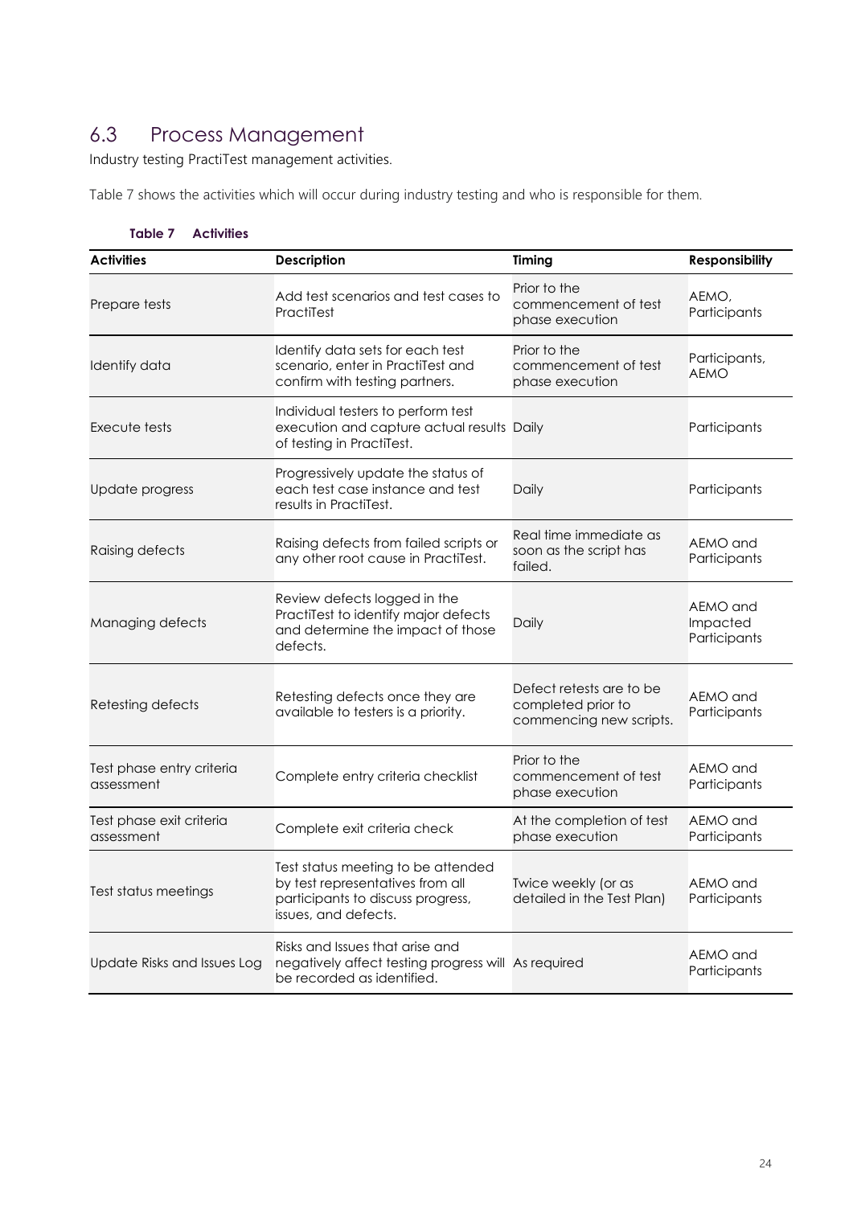## 6.3 Process Management

Industry testing PractiTest management activities.

Table 7 shows the activities which will occur during industry testing and who is responsible for them.

**Table 7 Activities**

| Activities | Description | Timing | Responsibility |
|---|---|---|---|
| Prepare tests | Add test scenarios and test cases to PractiTest | Prior to the commencement of test phase execution | AEMO, Participants |
| Identify data | Identify data sets for each test scenario, enter in PractiTest and confirm with testing partners. | Prior to the commencement of test phase execution | Participants, AEMO |
| Execute tests | Individual testers to perform test execution and capture actual results of testing in PractiTest. | Daily | Participants |
| Update progress | Progressively update the status of each test case instance and test results in PractiTest. | Daily | Participants |
| Raising defects | Raising defects from failed scripts or any other root cause in PractiTest. | Real time immediate as soon as the script has failed. | AEMO and Participants |
| Managing defects | Review defects logged in the PractiTest to identify major defects and determine the impact of those defects. | Daily | AEMO and Impacted Participants |
| Retesting defects | Retesting defects once they are available to testers is a priority. | Defect retests are to be completed prior to commencing new scripts. | AEMO and Participants |
| Test phase entry criteria assessment | Complete entry criteria checklist | Prior to the commencement of test phase execution | AEMO and Participants |
| Test phase exit criteria assessment | Complete exit criteria check | At the completion of test phase execution | AEMO and Participants |
| Test status meetings | Test status meeting to be attended by test representatives from all participants to discuss progress, issues, and defects. | Twice weekly (or as detailed in the Test Plan) | AEMO and Participants |
| Update Risks and Issues Log | Risks and Issues that arise and negatively affect testing progress will be recorded as identified. | As required | AEMO and Participants |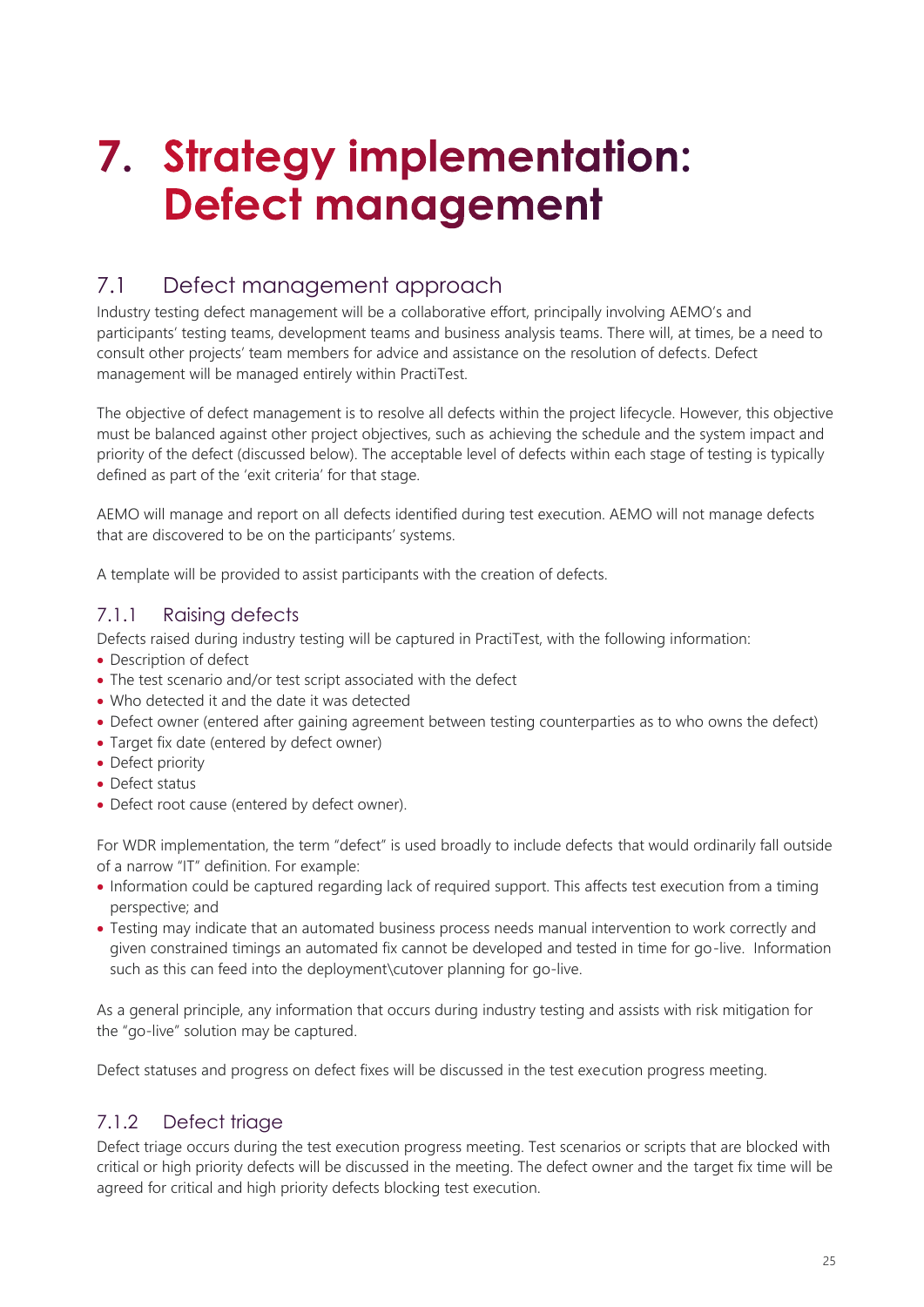# 7. Strategy implementation: Defect management

## 7.1 Defect management approach

Industry testing defect management will be a collaborative effort, principally involving AEMO's and participants' testing teams, development teams and business analysis teams. There will, at times, be a need to consult other projects' team members for advice and assistance on the resolution of defects. Defect management will be managed entirely within PractiTest.

The objective of defect management is to resolve all defects within the project lifecycle. However, this objective must be balanced against other project objectives, such as achieving the schedule and the system impact and priority of the defect (discussed below). The acceptable level of defects within each stage of testing is typically defined as part of the 'exit criteria' for that stage.

AEMO will manage and report on all defects identified during test execution. AEMO will not manage defects that are discovered to be on the participants' systems.

A template will be provided to assist participants with the creation of defects.

### 7.1.1 Raising defects

Defects raised during industry testing will be captured in PractiTest, with the following information:

- Description of defect
- The test scenario and/or test script associated with the defect
- Who detected it and the date it was detected
- Defect owner (entered after gaining agreement between testing counterparties as to who owns the defect)
- Target fix date (entered by defect owner)
- Defect priority
- Defect status
- Defect root cause (entered by defect owner).

For WDR implementation, the term "defect" is used broadly to include defects that would ordinarily fall outside of a narrow "IT" definition. For example:

- Information could be captured regarding lack of required support. This affects test execution from a timing perspective; and
- Testing may indicate that an automated business process needs manual intervention to work correctly and given constrained timings an automated fix cannot be developed and tested in time for go-live. Information such as this can feed into the deployment\cutover planning for go-live.

As a general principle, any information that occurs during industry testing and assists with risk mitigation for the "go-live" solution may be captured.

Defect statuses and progress on defect fixes will be discussed in the test execution progress meeting.

### 7.1.2 Defect triage

Defect triage occurs during the test execution progress meeting. Test scenarios or scripts that are blocked with critical or high priority defects will be discussed in the meeting. The defect owner and the target fix time will be agreed for critical and high priority defects blocking test execution.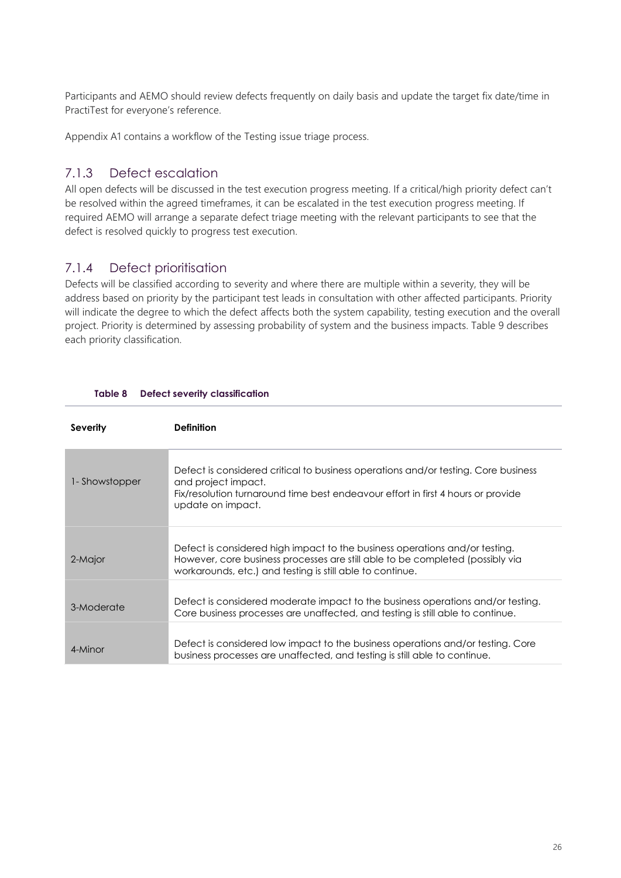Participants and AEMO should review defects frequently on daily basis and update the target fix date/time in PractiTest for everyone's reference.

Appendix A1 contains a workflow of the Testing issue triage process.

### 7.1.3 Defect escalation

All open defects will be discussed in the test execution progress meeting. If a critical/high priority defect can't be resolved within the agreed timeframes, it can be escalated in the test execution progress meeting. If required AEMO will arrange a separate defect triage meeting with the relevant participants to see that the defect is resolved quickly to progress test execution.

### 7.1.4 Defect prioritisation

Defects will be classified according to severity and where there are multiple within a severity, they will be address based on priority by the participant test leads in consultation with other affected participants. Priority will indicate the degree to which the defect affects both the system capability, testing execution and the overall project. Priority is determined by assessing probability of system and the business impacts. Table 9 describes each priority classification.

**Table 8 Defect severity classification**

| Severity | Definition |
|---|---|
| 1- Showstopper | Defect is considered critical to business operations and/or testing. Core business and project impact.<br>Fix/resolution turnaround time best endeavour effort in first 4 hours or provide update on impact. |
| 2-Major | Defect is considered high impact to the business operations and/or testing. However, core business processes are still able to be completed (possibly via workarounds, etc.) and testing is still able to continue. |
| 3-Moderate | Defect is considered moderate impact to the business operations and/or testing. Core business processes are unaffected, and testing is still able to continue. |
| 4-Minor | Defect is considered low impact to the business operations and/or testing. Core business processes are unaffected, and testing is still able to continue. |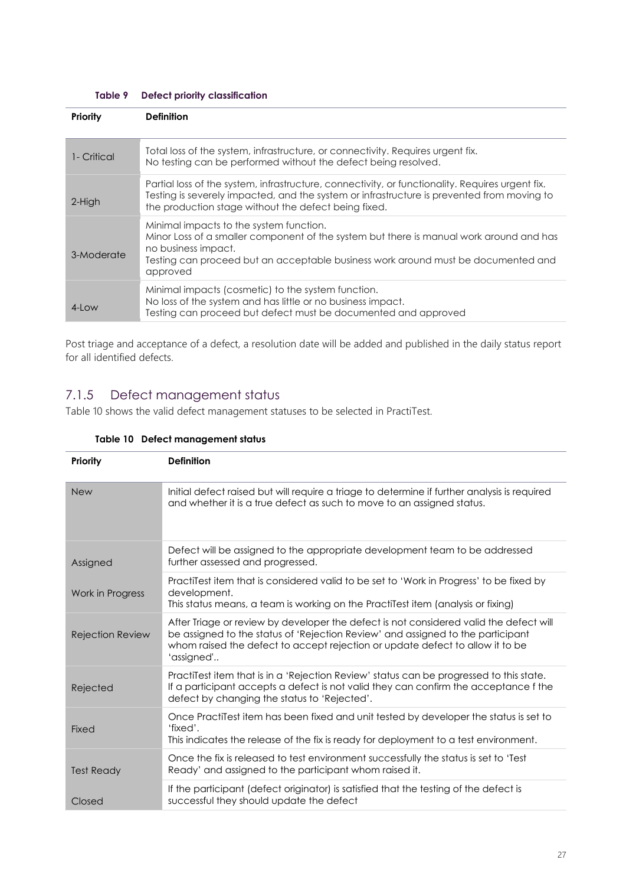**Table 9 Defect priority classification**

| Priority | Definition |
|---|---|
| 1- Critical | Total loss of the system, infrastructure, or connectivity. Requires urgent fix. No testing can be performed without the defect being resolved. |
| 2-High | Partial loss of the system, infrastructure, connectivity, or functionality. Requires urgent fix. Testing is severely impacted, and the system or infrastructure is prevented from moving to the production stage without the defect being fixed. |
| 3-Moderate | Minimal impacts to the system function. Minor Loss of a smaller component of the system but there is manual work around and has no business impact. Testing can proceed but an acceptable business work around must be documented and approved |
| 4-Low | Minimal impacts (cosmetic) to the system function. No loss of the system and has little or no business impact. Testing can proceed but defect must be documented and approved |

Post triage and acceptance of a defect, a resolution date will be added and published in the daily status report for all identified defects.

### 7.1.5 Defect management status

Table 10 shows the valid defect management statuses to be selected in PractiTest.

**Table 10 Defect management status**

| Priority | Definition |
|---|---|
| New | Initial defect raised but will require a triage to determine if further analysis is required and whether it is a true defect as such to move to an assigned status. |
| Assigned | Defect will be assigned to the appropriate development team to be addressed further assessed and progressed. |
| Work in Progress | PractiTest item that is considered valid to be set to 'Work in Progress' to be fixed by development. This status means, a team is working on the PractiTest item (analysis or fixing) |
| Rejection Review | After Triage or review by developer the defect is not considered valid the defect will be assigned to the status of 'Rejection Review' and assigned to the participant whom raised the defect to accept rejection or update defect to allow it to be 'assigned'.. |
| Rejected | PractiTest item that is in a 'Rejection Review' status can be progressed to this state. If a participant accepts a defect is not valid they can confirm the acceptance f the defect by changing the status to 'Rejected'. |
| Fixed | Once PractiTest item has been fixed and unit tested by developer the status is set to 'fixed'. This indicates the release of the fix is ready for deployment to a test environment. |
| Test Ready | Once the fix is released to test environment successfully the status is set to 'Test Ready' and assigned to the participant whom raised it. |
| Closed | If the participant (defect originator) is satisfied that the testing of the defect is successful they should update the defect |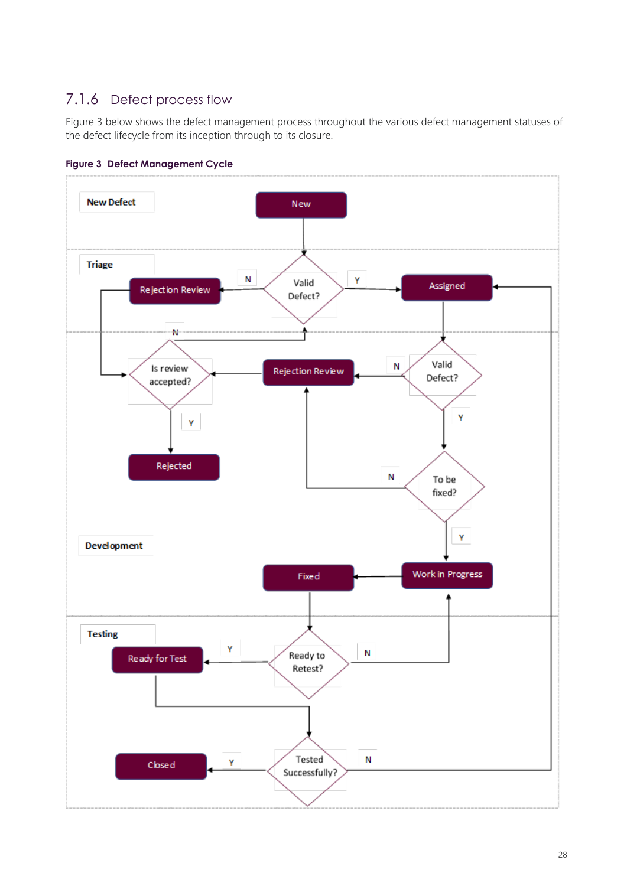### 7.1.6 Defect process flow

Figure 3 below shows the defect management process throughout the various defect management statuses of the defect lifecycle from its inception through to its closure.

**Figure 3 Defect Management Cycle**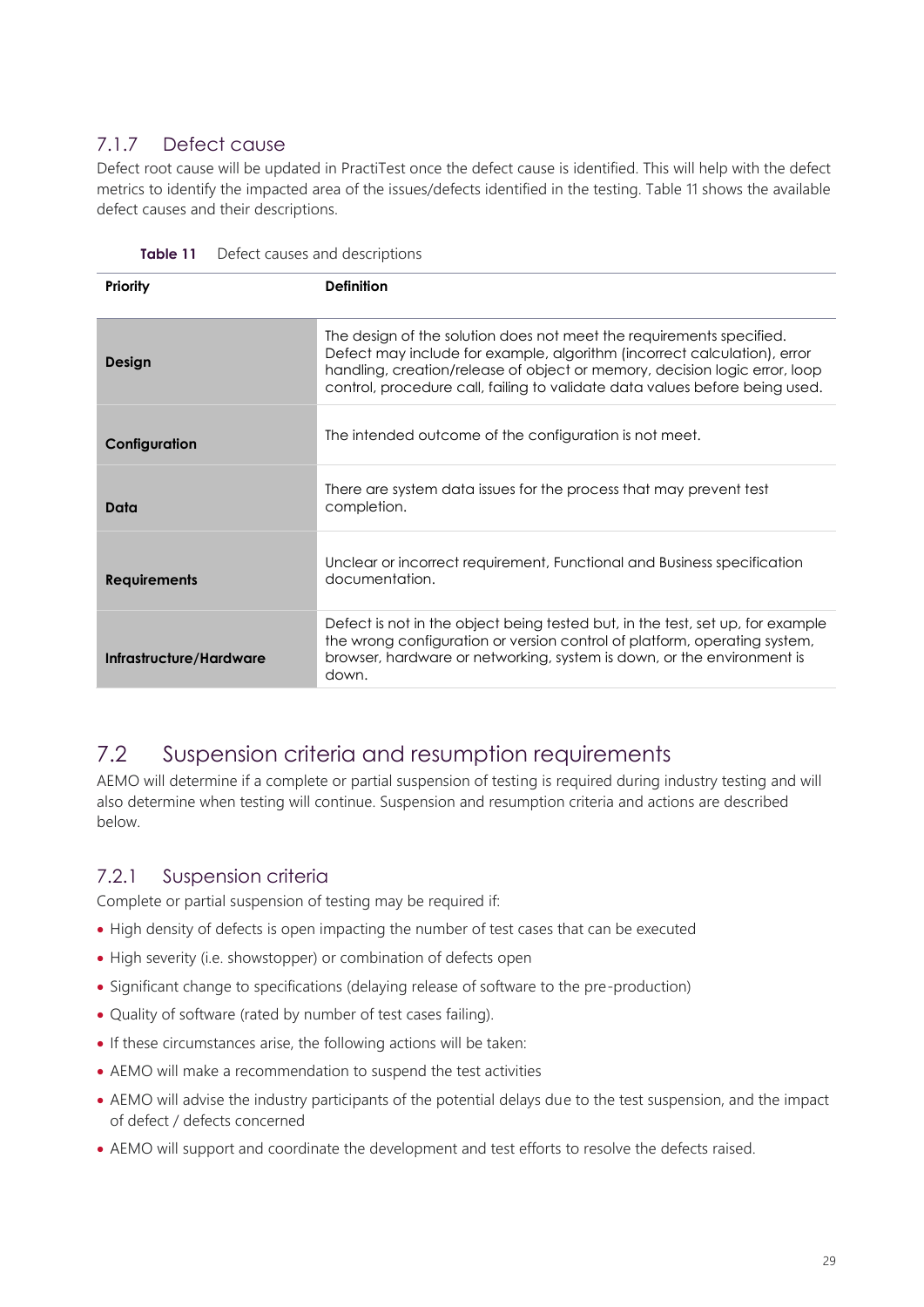### 7.1.7 Defect cause

Defect root cause will be updated in PractiTest once the defect cause is identified. This will help with the defect metrics to identify the impacted area of the issues/defects identified in the testing. Table 11 shows the available defect causes and their descriptions.

**Table 11** Defect causes and descriptions

| Priority | Definition |
|---|---|
| **Design** | The design of the solution does not meet the requirements specified. Defect may include for example, algorithm (incorrect calculation), error handling, creation/release of object or memory, decision logic error, loop control, procedure call, failing to validate data values before being used. |
| **Configuration** | The intended outcome of the configuration is not meet. |
| **Data** | There are system data issues for the process that may prevent test completion. |
| **Requirements** | Unclear or incorrect requirement, Functional and Business specification documentation. |
| **Infrastructure/Hardware** | Defect is not in the object being tested but, in the test, set up, for example the wrong configuration or version control of platform, operating system, browser, hardware or networking, system is down, or the environment is down. |

## 7.2 Suspension criteria and resumption requirements

AEMO will determine if a complete or partial suspension of testing is required during industry testing and will also determine when testing will continue. Suspension and resumption criteria and actions are described below.

### 7.2.1 Suspension criteria

Complete or partial suspension of testing may be required if:

- High density of defects is open impacting the number of test cases that can be executed
- High severity (i.e. showstopper) or combination of defects open
- Significant change to specifications (delaying release of software to the pre-production)
- Quality of software (rated by number of test cases failing).
- If these circumstances arise, the following actions will be taken:
- AEMO will make a recommendation to suspend the test activities
- AEMO will advise the industry participants of the potential delays due to the test suspension, and the impact of defect / defects concerned
- AEMO will support and coordinate the development and test efforts to resolve the defects raised.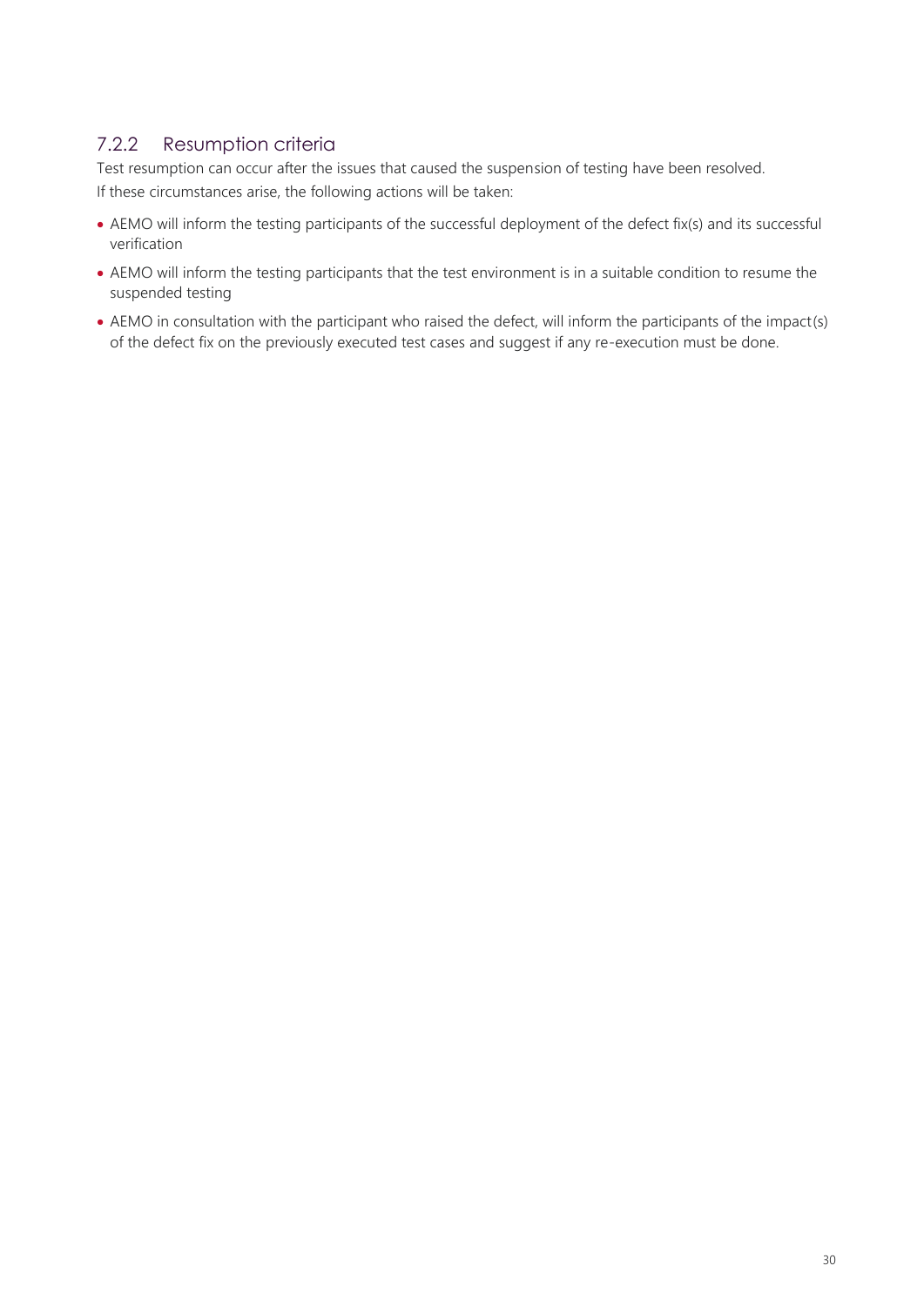### 7.2.2 Resumption criteria

Test resumption can occur after the issues that caused the suspension of testing have been resolved.

If these circumstances arise, the following actions will be taken:

- AEMO will inform the testing participants of the successful deployment of the defect fix(s) and its successful verification
- AEMO will inform the testing participants that the test environment is in a suitable condition to resume the suspended testing
- AEMO in consultation with the participant who raised the defect, will inform the participants of the impact(s) of the defect fix on the previously executed test cases and suggest if any re-execution must be done.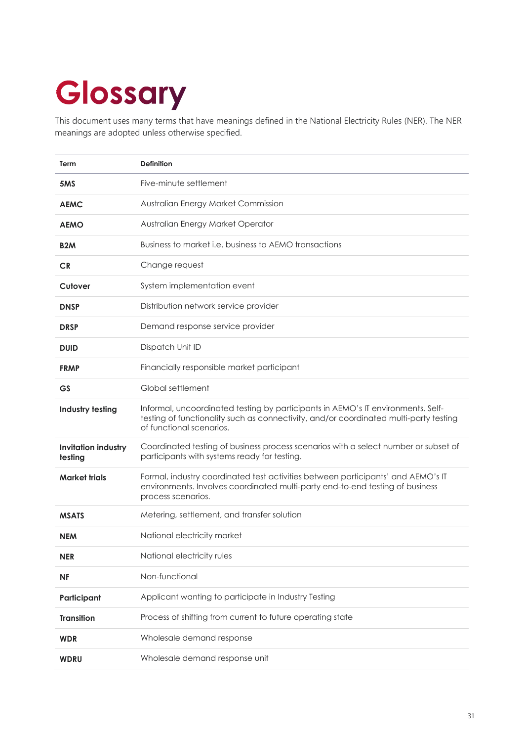# Glossary

This document uses many terms that have meanings defined in the National Electricity Rules (NER). The NER meanings are adopted unless otherwise specified.

| Term | Definition |
|---|---|
| **5MS** | Five-minute settlement |
| **AEMC** | Australian Energy Market Commission |
| **AEMO** | Australian Energy Market Operator |
| **B2M** | Business to market i.e. business to AEMO transactions |
| **CR** | Change request |
| **Cutover** | System implementation event |
| **DNSP** | Distribution network service provider |
| **DRSP** | Demand response service provider |
| **DUID** | Dispatch Unit ID |
| **FRMP** | Financially responsible market participant |
| **GS** | Global settlement |
| **Industry testing** | Informal, uncoordinated testing by participants in AEMO's IT environments. Self-testing of functionality such as connectivity, and/or coordinated multi-party testing of functional scenarios. |
| **Invitation industry testing** | Coordinated testing of business process scenarios with a select number or subset of participants with systems ready for testing. |
| **Market trials** | Formal, industry coordinated test activities between participants' and AEMO's IT environments. Involves coordinated multi-party end-to-end testing of business process scenarios. |
| **MSATS** | Metering, settlement, and transfer solution |
| **NEM** | National electricity market |
| **NER** | National electricity rules |
| **NF** | Non-functional |
| **Participant** | Applicant wanting to participate in Industry Testing |
| **Transition** | Process of shifting from current to future operating state |
| **WDR** | Wholesale demand response |
| **WDRU** | Wholesale demand response unit |